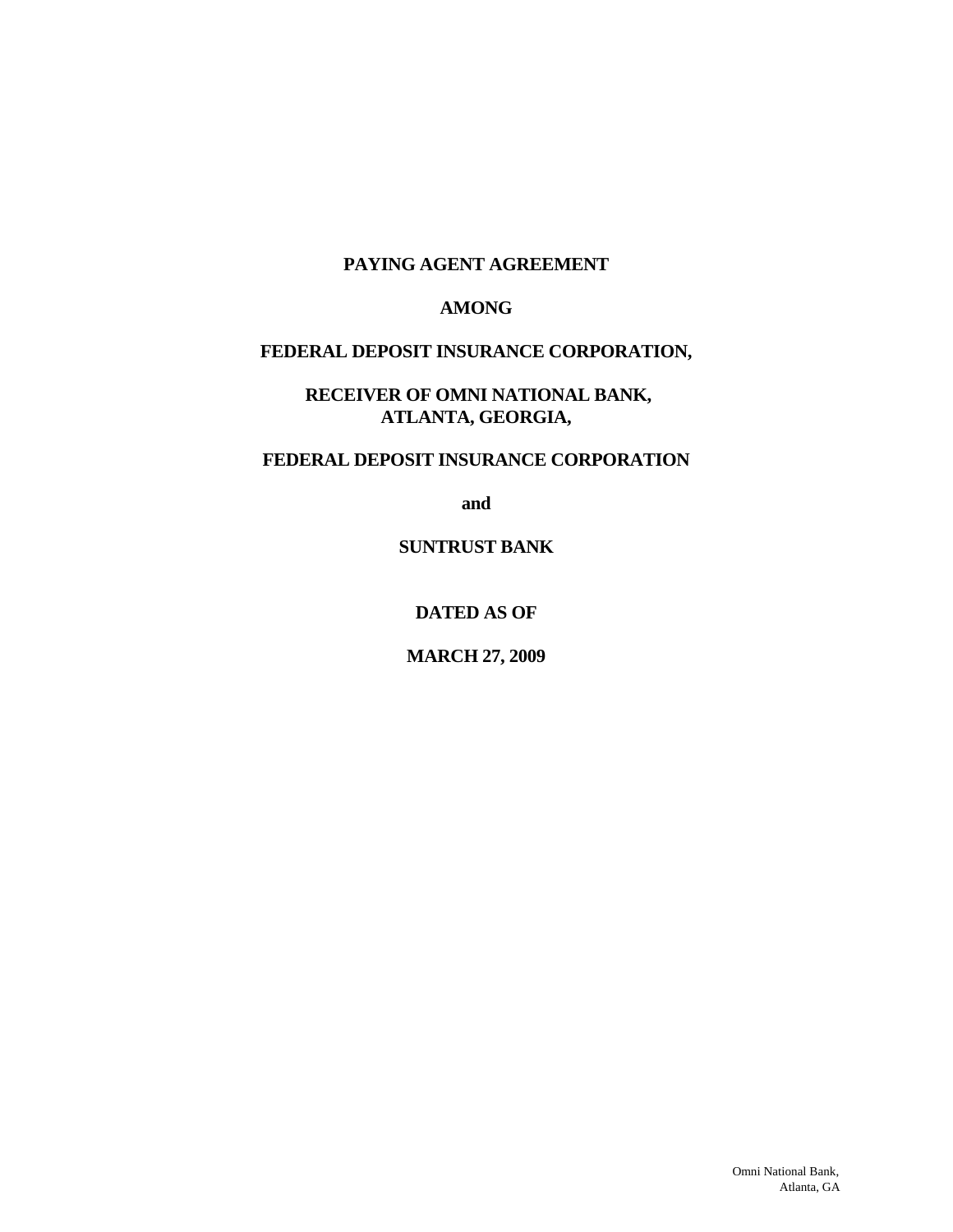**PAYING AGENT AGREEMENT**

**AMONG**

**FEDERAL DEPOSIT INSURANCE CORPORATION,**

**RECEIVER OF OMNI NATIONAL BANK,
ATLANTA, GEORGIA,**

**FEDERAL DEPOSIT INSURANCE CORPORATION**

**and**

**SUNTRUST BANK**

**DATED AS OF**

**MARCH 27, 2009**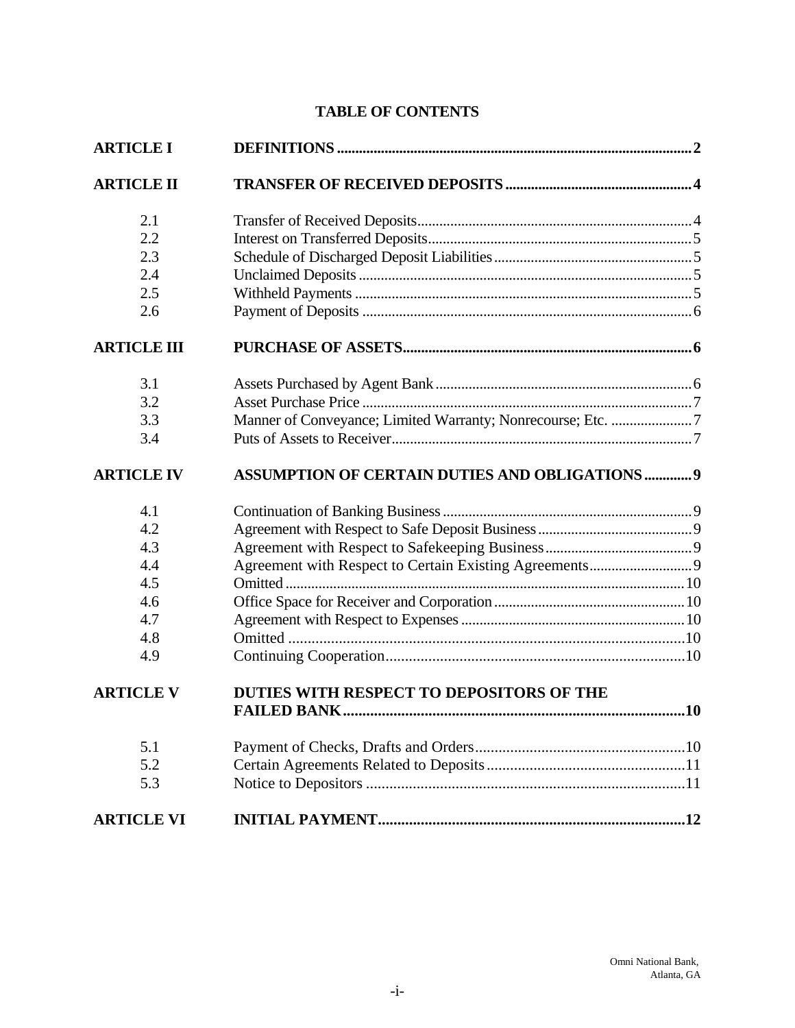# TABLE OF CONTENTS

| | | |
|---|---|---|
| **ARTICLE I** | **DEFINITIONS** | **2** |
| **ARTICLE II** | **TRANSFER OF RECEIVED DEPOSITS** | **4** |
| 2.1 | Transfer of Received Deposits | 4 |
| 2.2 | Interest on Transferred Deposits | 5 |
| 2.3 | Schedule of Discharged Deposit Liabilities | 5 |
| 2.4 | Unclaimed Deposits | 5 |
| 2.5 | Withheld Payments | 5 |
| 2.6 | Payment of Deposits | 6 |
| **ARTICLE III** | **PURCHASE OF ASSETS** | **6** |
| 3.1 | Assets Purchased by Agent Bank | 6 |
| 3.2 | Asset Purchase Price | 7 |
| 3.3 | Manner of Conveyance; Limited Warranty; Nonrecourse; Etc. | 7 |
| 3.4 | Puts of Assets to Receiver | 7 |
| **ARTICLE IV** | **ASSUMPTION OF CERTAIN DUTIES AND OBLIGATIONS** | **9** |
| 4.1 | Continuation of Banking Business | 9 |
| 4.2 | Agreement with Respect to Safe Deposit Business | 9 |
| 4.3 | Agreement with Respect to Safekeeping Business | 9 |
| 4.4 | Agreement with Respect to Certain Existing Agreements | 9 |
| 4.5 | Omitted | 10 |
| 4.6 | Office Space for Receiver and Corporation | 10 |
| 4.7 | Agreement with Respect to Expenses | 10 |
| 4.8 | Omitted | 10 |
| 4.9 | Continuing Cooperation | 10 |
| **ARTICLE V** | **DUTIES WITH RESPECT TO DEPOSITORS OF THE FAILED BANK** | **10** |
| 5.1 | Payment of Checks, Drafts and Orders | 10 |
| 5.2 | Certain Agreements Related to Deposits | 11 |
| 5.3 | Notice to Depositors | 11 |
| **ARTICLE VI** | **INITIAL PAYMENT** | **12** |

Omni National Bank,
Atlanta, GA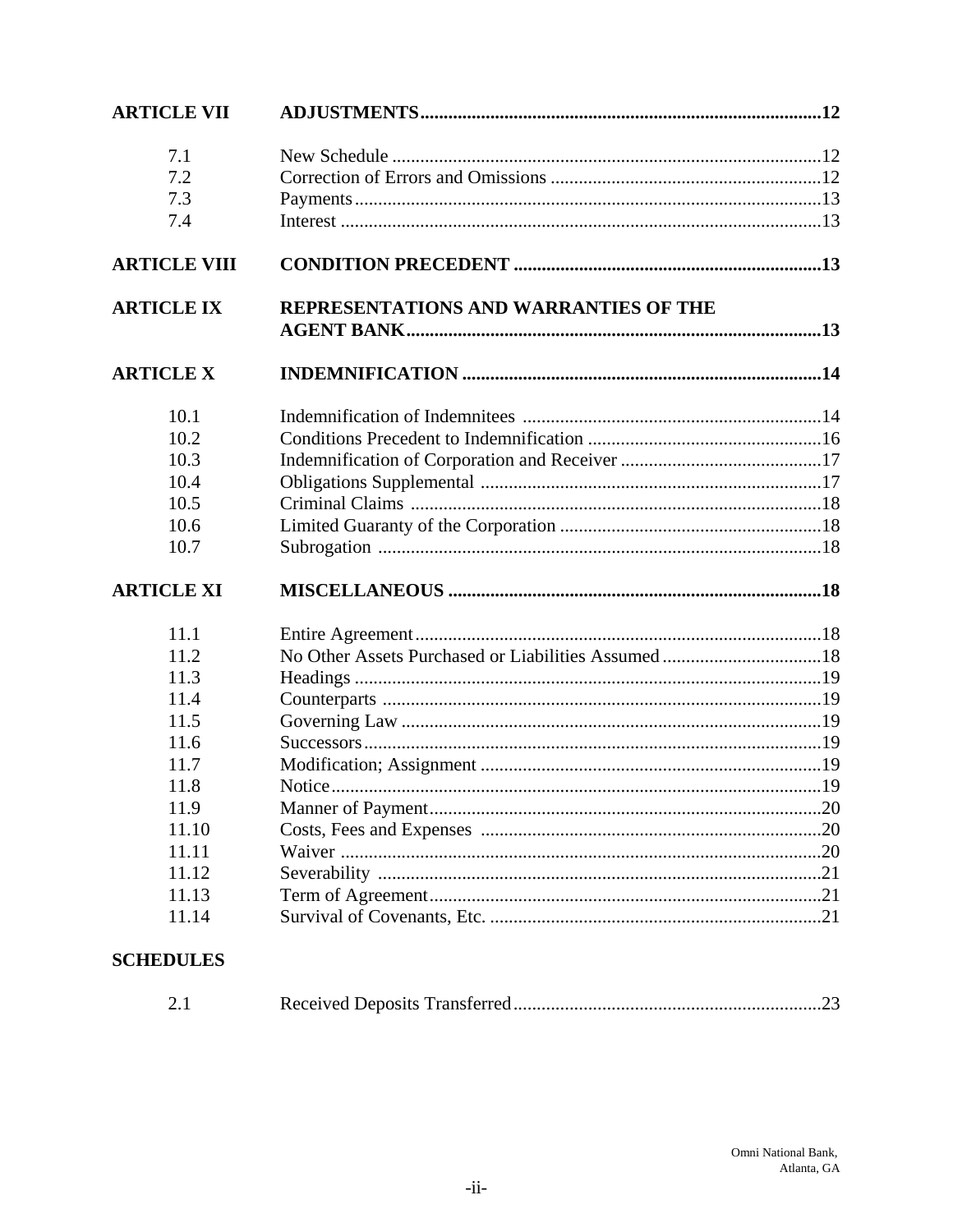| | | |
|---|---|---|
| **ARTICLE VII** | **ADJUSTMENTS** | **12** |
| 7.1 | New Schedule | 12 |
| 7.2 | Correction of Errors and Omissions | 12 |
| 7.3 | Payments | 13 |
| 7.4 | Interest | 13 |
| **ARTICLE VIII** | **CONDITION PRECEDENT** | **13** |
| **ARTICLE IX** | **REPRESENTATIONS AND WARRANTIES OF THE AGENT BANK** | **13** |
| **ARTICLE X** | **INDEMNIFICATION** | **14** |
| 10.1 | Indemnification of Indemnitees | 14 |
| 10.2 | Conditions Precedent to Indemnification | 16 |
| 10.3 | Indemnification of Corporation and Receiver | 17 |
| 10.4 | Obligations Supplemental | 17 |
| 10.5 | Criminal Claims | 18 |
| 10.6 | Limited Guaranty of the Corporation | 18 |
| 10.7 | Subrogation | 18 |
| **ARTICLE XI** | **MISCELLANEOUS** | **18** |
| 11.1 | Entire Agreement | 18 |
| 11.2 | No Other Assets Purchased or Liabilities Assumed | 18 |
| 11.3 | Headings | 19 |
| 11.4 | Counterparts | 19 |
| 11.5 | Governing Law | 19 |
| 11.6 | Successors | 19 |
| 11.7 | Modification; Assignment | 19 |
| 11.8 | Notice | 19 |
| 11.9 | Manner of Payment | 20 |
| 11.10 | Costs, Fees and Expenses | 20 |
| 11.11 | Waiver | 20 |
| 11.12 | Severability | 21 |
| 11.13 | Term of Agreement | 21 |
| 11.14 | Survival of Covenants, Etc. | 21 |

**SCHEDULES**

| | | |
|---|---|---|
| 2.1 | Received Deposits Transferred | 23 |

Omni National Bank,
Atlanta, GA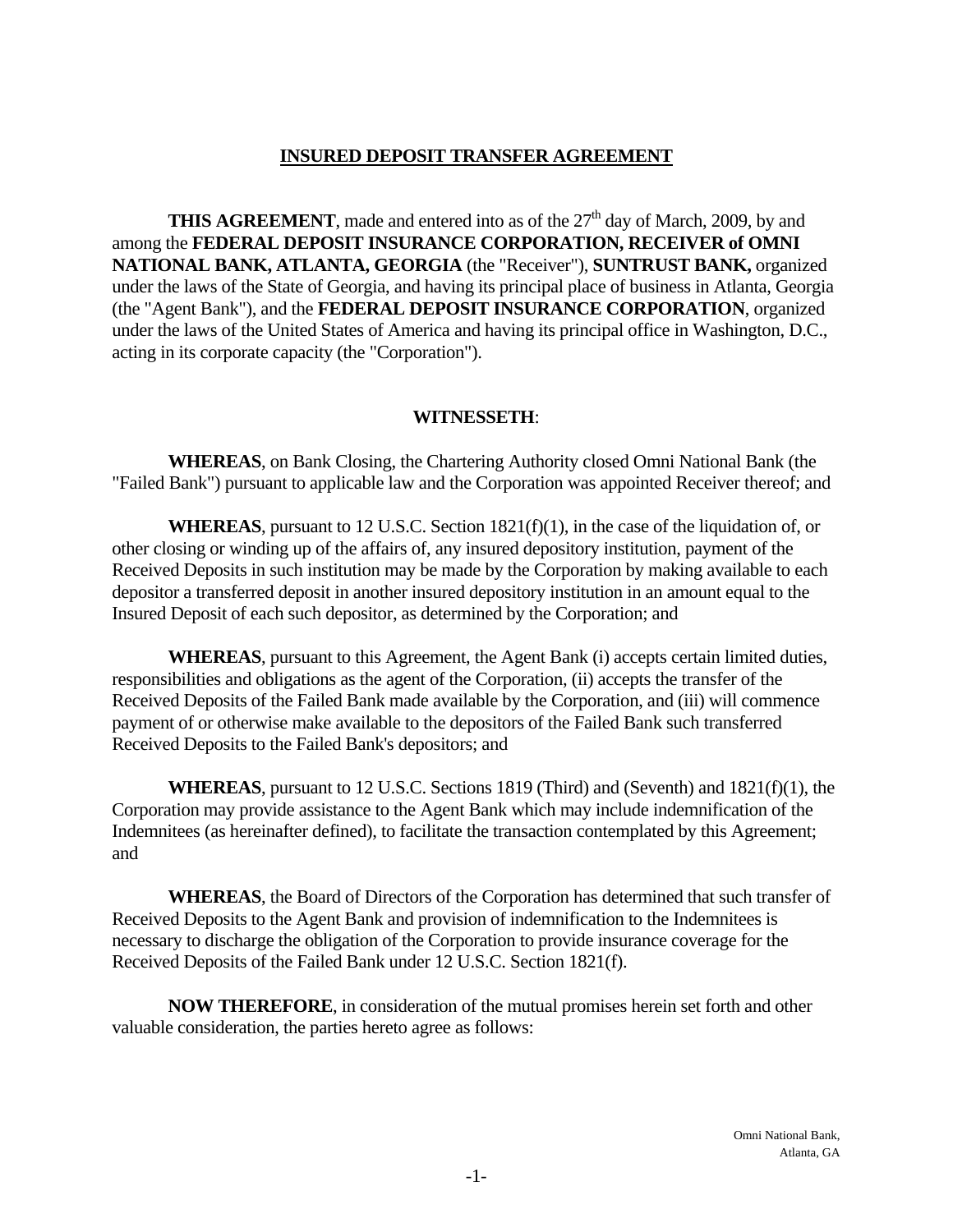## INSURED DEPOSIT TRANSFER AGREEMENT

**THIS AGREEMENT**, made and entered into as of the 27th day of March, 2009, by and among the **FEDERAL DEPOSIT INSURANCE CORPORATION, RECEIVER of OMNI NATIONAL BANK, ATLANTA, GEORGIA** (the "Receiver"), **SUNTRUST BANK,** organized under the laws of the State of Georgia, and having its principal place of business in Atlanta, Georgia (the "Agent Bank"), and the **FEDERAL DEPOSIT INSURANCE CORPORATION**, organized under the laws of the United States of America and having its principal office in Washington, D.C., acting in its corporate capacity (the "Corporation").

**WITNESSETH**:

**WHEREAS**, on Bank Closing, the Chartering Authority closed Omni National Bank (the "Failed Bank") pursuant to applicable law and the Corporation was appointed Receiver thereof; and

**WHEREAS**, pursuant to 12 U.S.C. Section 1821(f)(1), in the case of the liquidation of, or other closing or winding up of the affairs of, any insured depository institution, payment of the Received Deposits in such institution may be made by the Corporation by making available to each depositor a transferred deposit in another insured depository institution in an amount equal to the Insured Deposit of each such depositor, as determined by the Corporation; and

**WHEREAS**, pursuant to this Agreement, the Agent Bank (i) accepts certain limited duties, responsibilities and obligations as the agent of the Corporation, (ii) accepts the transfer of the Received Deposits of the Failed Bank made available by the Corporation, and (iii) will commence payment of or otherwise make available to the depositors of the Failed Bank such transferred Received Deposits to the Failed Bank's depositors; and

**WHEREAS**, pursuant to 12 U.S.C. Sections 1819 (Third) and (Seventh) and 1821(f)(1), the Corporation may provide assistance to the Agent Bank which may include indemnification of the Indemnitees (as hereinafter defined), to facilitate the transaction contemplated by this Agreement; and

**WHEREAS**, the Board of Directors of the Corporation has determined that such transfer of Received Deposits to the Agent Bank and provision of indemnification to the Indemnitees is necessary to discharge the obligation of the Corporation to provide insurance coverage for the Received Deposits of the Failed Bank under 12 U.S.C. Section 1821(f).

**NOW THEREFORE**, in consideration of the mutual promises herein set forth and other valuable consideration, the parties hereto agree as follows: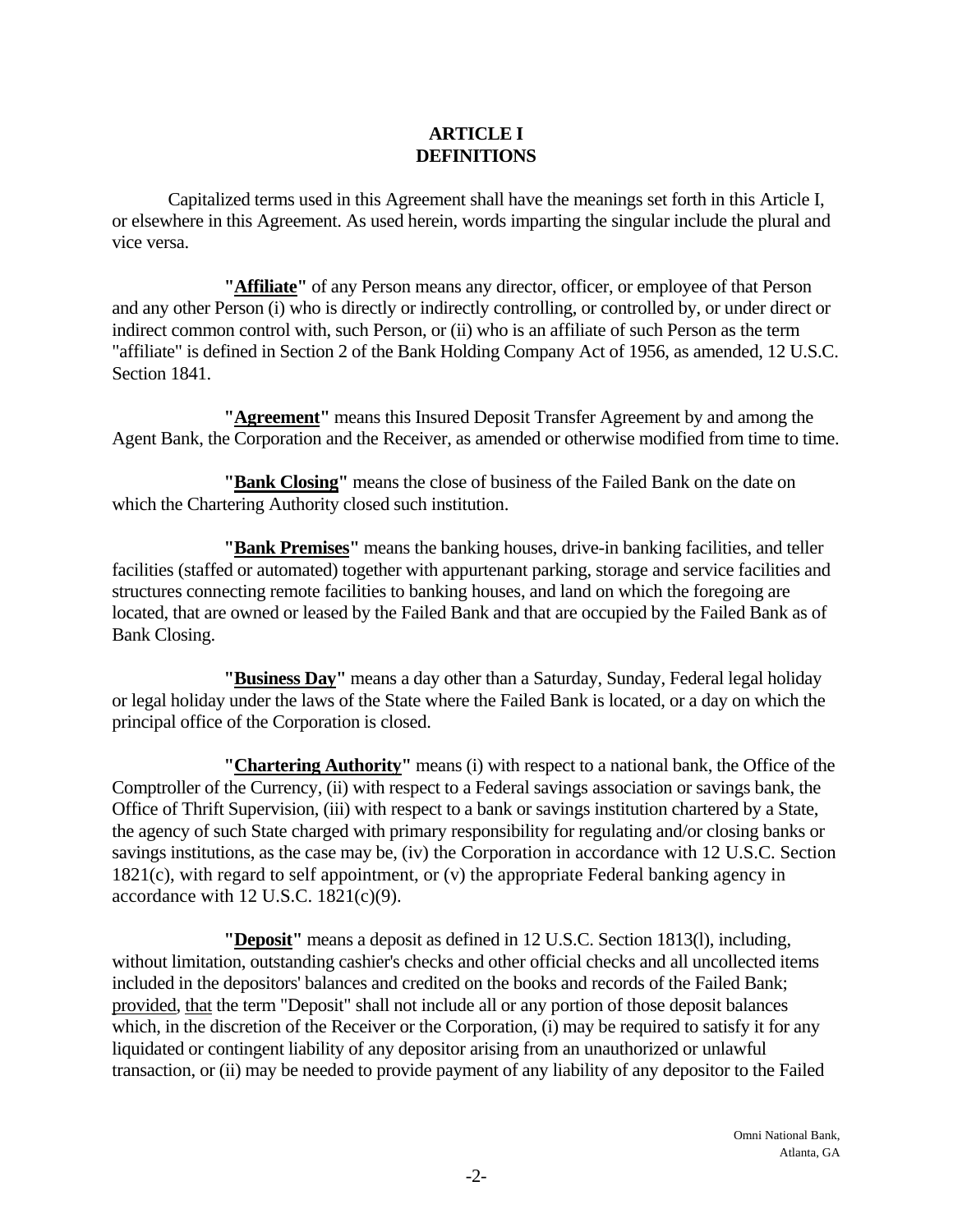# ARTICLE I
# DEFINITIONS

Capitalized terms used in this Agreement shall have the meanings set forth in this Article I, or elsewhere in this Agreement. As used herein, words imparting the singular include the plural and vice versa.

**"Affiliate"** of any Person means any director, officer, or employee of that Person and any other Person (i) who is directly or indirectly controlling, or controlled by, or under direct or indirect common control with, such Person, or (ii) who is an affiliate of such Person as the term "affiliate" is defined in Section 2 of the Bank Holding Company Act of 1956, as amended, 12 U.S.C. Section 1841.

**"Agreement"** means this Insured Deposit Transfer Agreement by and among the Agent Bank, the Corporation and the Receiver, as amended or otherwise modified from time to time.

**"Bank Closing"** means the close of business of the Failed Bank on the date on which the Chartering Authority closed such institution.

**"Bank Premises"** means the banking houses, drive-in banking facilities, and teller facilities (staffed or automated) together with appurtenant parking, storage and service facilities and structures connecting remote facilities to banking houses, and land on which the foregoing are located, that are owned or leased by the Failed Bank and that are occupied by the Failed Bank as of Bank Closing.

**"Business Day"** means a day other than a Saturday, Sunday, Federal legal holiday or legal holiday under the laws of the State where the Failed Bank is located, or a day on which the principal office of the Corporation is closed.

**"Chartering Authority"** means (i) with respect to a national bank, the Office of the Comptroller of the Currency, (ii) with respect to a Federal savings association or savings bank, the Office of Thrift Supervision, (iii) with respect to a bank or savings institution chartered by a State, the agency of such State charged with primary responsibility for regulating and/or closing banks or savings institutions, as the case may be, (iv) the Corporation in accordance with 12 U.S.C. Section 1821(c), with regard to self appointment, or (v) the appropriate Federal banking agency in accordance with 12 U.S.C. 1821(c)(9).

**"Deposit"** means a deposit as defined in 12 U.S.C. Section 1813(l), including, without limitation, outstanding cashier's checks and other official checks and all uncollected items included in the depositors' balances and credited on the books and records of the Failed Bank; provided, that the term "Deposit" shall not include all or any portion of those deposit balances which, in the discretion of the Receiver or the Corporation, (i) may be required to satisfy it for any liquidated or contingent liability of any depositor arising from an unauthorized or unlawful transaction, or (ii) may be needed to provide payment of any liability of any depositor to the Failed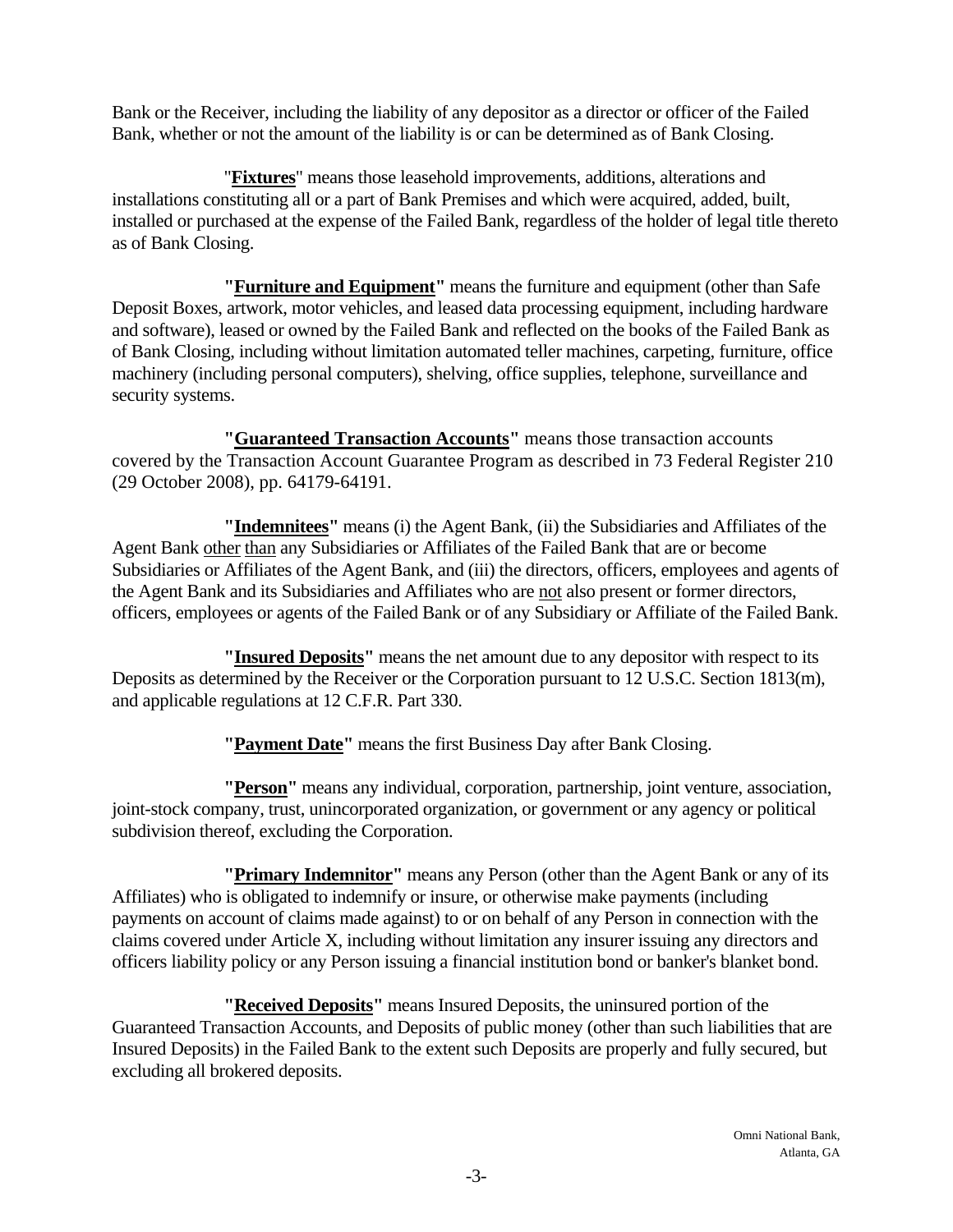Bank or the Receiver, including the liability of any depositor as a director or officer of the Failed Bank, whether or not the amount of the liability is or can be determined as of Bank Closing.

"**Fixtures**" means those leasehold improvements, additions, alterations and installations constituting all or a part of Bank Premises and which were acquired, added, built, installed or purchased at the expense of the Failed Bank, regardless of the holder of legal title thereto as of Bank Closing.

**"Furniture and Equipment"** means the furniture and equipment (other than Safe Deposit Boxes, artwork, motor vehicles, and leased data processing equipment, including hardware and software), leased or owned by the Failed Bank and reflected on the books of the Failed Bank as of Bank Closing, including without limitation automated teller machines, carpeting, furniture, office machinery (including personal computers), shelving, office supplies, telephone, surveillance and security systems.

**"Guaranteed Transaction Accounts"** means those transaction accounts covered by the Transaction Account Guarantee Program as described in 73 Federal Register 210 (29 October 2008), pp. 64179-64191.

**"Indemnitees"** means (i) the Agent Bank, (ii) the Subsidiaries and Affiliates of the Agent Bank other than any Subsidiaries or Affiliates of the Failed Bank that are or become Subsidiaries or Affiliates of the Agent Bank, and (iii) the directors, officers, employees and agents of the Agent Bank and its Subsidiaries and Affiliates who are not also present or former directors, officers, employees or agents of the Failed Bank or of any Subsidiary or Affiliate of the Failed Bank.

**"Insured Deposits"** means the net amount due to any depositor with respect to its Deposits as determined by the Receiver or the Corporation pursuant to 12 U.S.C. Section 1813(m), and applicable regulations at 12 C.F.R. Part 330.

**"Payment Date"** means the first Business Day after Bank Closing.

**"Person"** means any individual, corporation, partnership, joint venture, association, joint-stock company, trust, unincorporated organization, or government or any agency or political subdivision thereof, excluding the Corporation.

**"Primary Indemnitor"** means any Person (other than the Agent Bank or any of its Affiliates) who is obligated to indemnify or insure, or otherwise make payments (including payments on account of claims made against) to or on behalf of any Person in connection with the claims covered under Article X, including without limitation any insurer issuing any directors and officers liability policy or any Person issuing a financial institution bond or banker's blanket bond.

**"Received Deposits"** means Insured Deposits, the uninsured portion of the Guaranteed Transaction Accounts, and Deposits of public money (other than such liabilities that are Insured Deposits) in the Failed Bank to the extent such Deposits are properly and fully secured, but excluding all brokered deposits.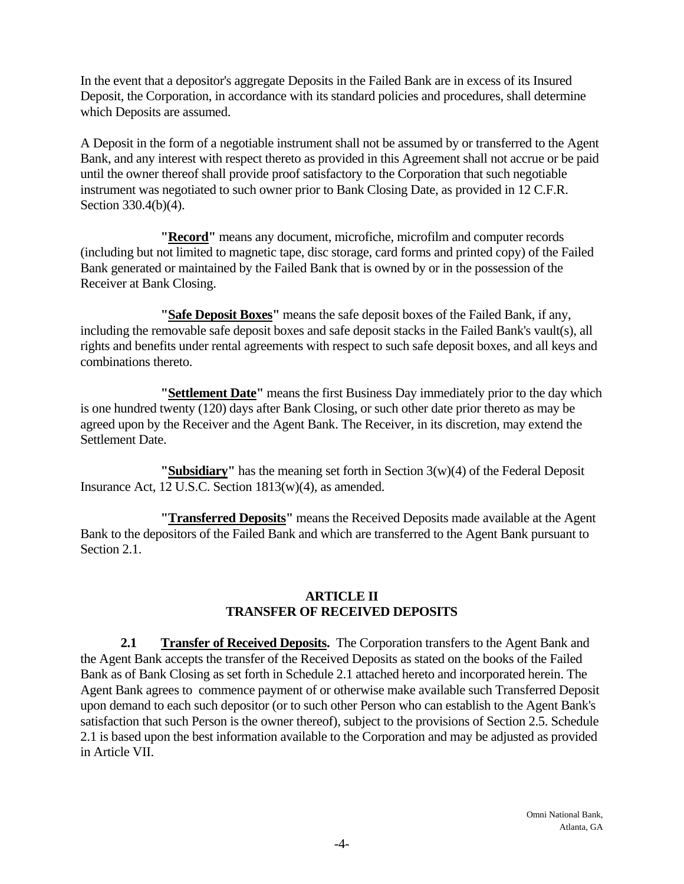In the event that a depositor's aggregate Deposits in the Failed Bank are in excess of its Insured Deposit, the Corporation, in accordance with its standard policies and procedures, shall determine which Deposits are assumed.

A Deposit in the form of a negotiable instrument shall not be assumed by or transferred to the Agent Bank, and any interest with respect thereto as provided in this Agreement shall not accrue or be paid until the owner thereof shall provide proof satisfactory to the Corporation that such negotiable instrument was negotiated to such owner prior to Bank Closing Date, as provided in 12 C.F.R. Section 330.4(b)(4).

**"Record"** means any document, microfiche, microfilm and computer records (including but not limited to magnetic tape, disc storage, card forms and printed copy) of the Failed Bank generated or maintained by the Failed Bank that is owned by or in the possession of the Receiver at Bank Closing.

**"Safe Deposit Boxes"** means the safe deposit boxes of the Failed Bank, if any, including the removable safe deposit boxes and safe deposit stacks in the Failed Bank's vault(s), all rights and benefits under rental agreements with respect to such safe deposit boxes, and all keys and combinations thereto.

**"Settlement Date"** means the first Business Day immediately prior to the day which is one hundred twenty (120) days after Bank Closing, or such other date prior thereto as may be agreed upon by the Receiver and the Agent Bank. The Receiver, in its discretion, may extend the Settlement Date.

**"Subsidiary"** has the meaning set forth in Section 3(w)(4) of the Federal Deposit Insurance Act, 12 U.S.C. Section 1813(w)(4), as amended.

**"Transferred Deposits"** means the Received Deposits made available at the Agent Bank to the depositors of the Failed Bank and which are transferred to the Agent Bank pursuant to Section 2.1.

## ARTICLE II
## TRANSFER OF RECEIVED DEPOSITS

**2.1 Transfer of Received Deposits.** The Corporation transfers to the Agent Bank and the Agent Bank accepts the transfer of the Received Deposits as stated on the books of the Failed Bank as of Bank Closing as set forth in Schedule 2.1 attached hereto and incorporated herein. The Agent Bank agrees to commence payment of or otherwise make available such Transferred Deposit upon demand to each such depositor (or to such other Person who can establish to the Agent Bank's satisfaction that such Person is the owner thereof), subject to the provisions of Section 2.5. Schedule 2.1 is based upon the best information available to the Corporation and may be adjusted as provided in Article VII.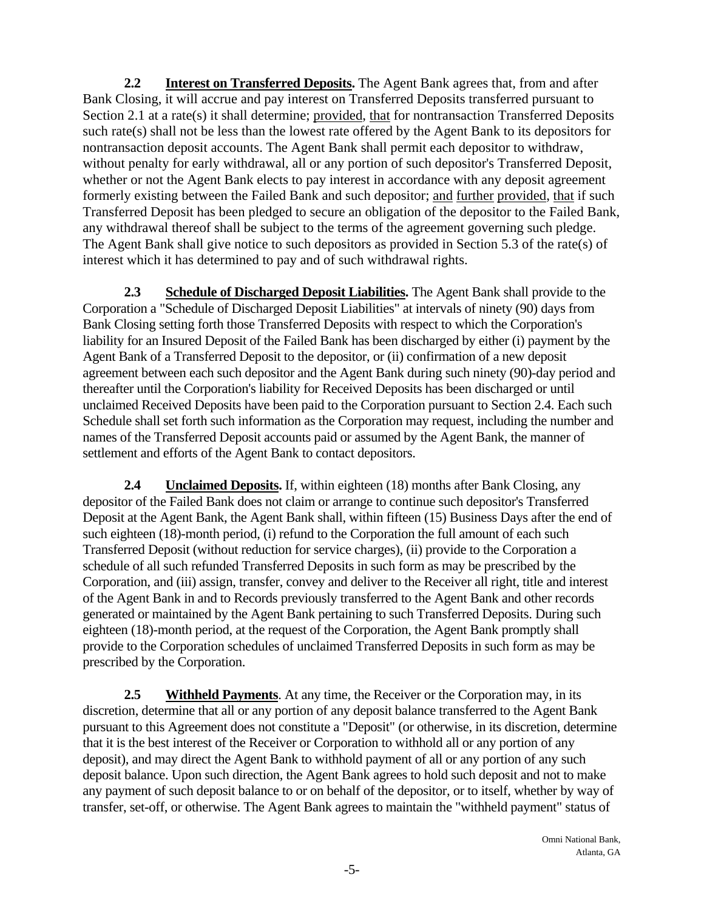**2.2 Interest on Transferred Deposits.** The Agent Bank agrees that, from and after Bank Closing, it will accrue and pay interest on Transferred Deposits transferred pursuant to Section 2.1 at a rate(s) it shall determine; provided, that for nontransaction Transferred Deposits such rate(s) shall not be less than the lowest rate offered by the Agent Bank to its depositors for nontransaction deposit accounts. The Agent Bank shall permit each depositor to withdraw, without penalty for early withdrawal, all or any portion of such depositor's Transferred Deposit, whether or not the Agent Bank elects to pay interest in accordance with any deposit agreement formerly existing between the Failed Bank and such depositor; and further provided, that if such Transferred Deposit has been pledged to secure an obligation of the depositor to the Failed Bank, any withdrawal thereof shall be subject to the terms of the agreement governing such pledge. The Agent Bank shall give notice to such depositors as provided in Section 5.3 of the rate(s) of interest which it has determined to pay and of such withdrawal rights.

**2.3 Schedule of Discharged Deposit Liabilities.** The Agent Bank shall provide to the Corporation a "Schedule of Discharged Deposit Liabilities" at intervals of ninety (90) days from Bank Closing setting forth those Transferred Deposits with respect to which the Corporation's liability for an Insured Deposit of the Failed Bank has been discharged by either (i) payment by the Agent Bank of a Transferred Deposit to the depositor, or (ii) confirmation of a new deposit agreement between each such depositor and the Agent Bank during such ninety (90)-day period and thereafter until the Corporation's liability for Received Deposits has been discharged or until unclaimed Received Deposits have been paid to the Corporation pursuant to Section 2.4. Each such Schedule shall set forth such information as the Corporation may request, including the number and names of the Transferred Deposit accounts paid or assumed by the Agent Bank, the manner of settlement and efforts of the Agent Bank to contact depositors.

**2.4 Unclaimed Deposits.** If, within eighteen (18) months after Bank Closing, any depositor of the Failed Bank does not claim or arrange to continue such depositor's Transferred Deposit at the Agent Bank, the Agent Bank shall, within fifteen (15) Business Days after the end of such eighteen (18)-month period, (i) refund to the Corporation the full amount of each such Transferred Deposit (without reduction for service charges), (ii) provide to the Corporation a schedule of all such refunded Transferred Deposits in such form as may be prescribed by the Corporation, and (iii) assign, transfer, convey and deliver to the Receiver all right, title and interest of the Agent Bank in and to Records previously transferred to the Agent Bank and other records generated or maintained by the Agent Bank pertaining to such Transferred Deposits. During such eighteen (18)-month period, at the request of the Corporation, the Agent Bank promptly shall provide to the Corporation schedules of unclaimed Transferred Deposits in such form as may be prescribed by the Corporation.

**2.5 Withheld Payments**. At any time, the Receiver or the Corporation may, in its discretion, determine that all or any portion of any deposit balance transferred to the Agent Bank pursuant to this Agreement does not constitute a "Deposit" (or otherwise, in its discretion, determine that it is the best interest of the Receiver or Corporation to withhold all or any portion of any deposit), and may direct the Agent Bank to withhold payment of all or any portion of any such deposit balance. Upon such direction, the Agent Bank agrees to hold such deposit and not to make any payment of such deposit balance to or on behalf of the depositor, or to itself, whether by way of transfer, set-off, or otherwise. The Agent Bank agrees to maintain the "withheld payment" status of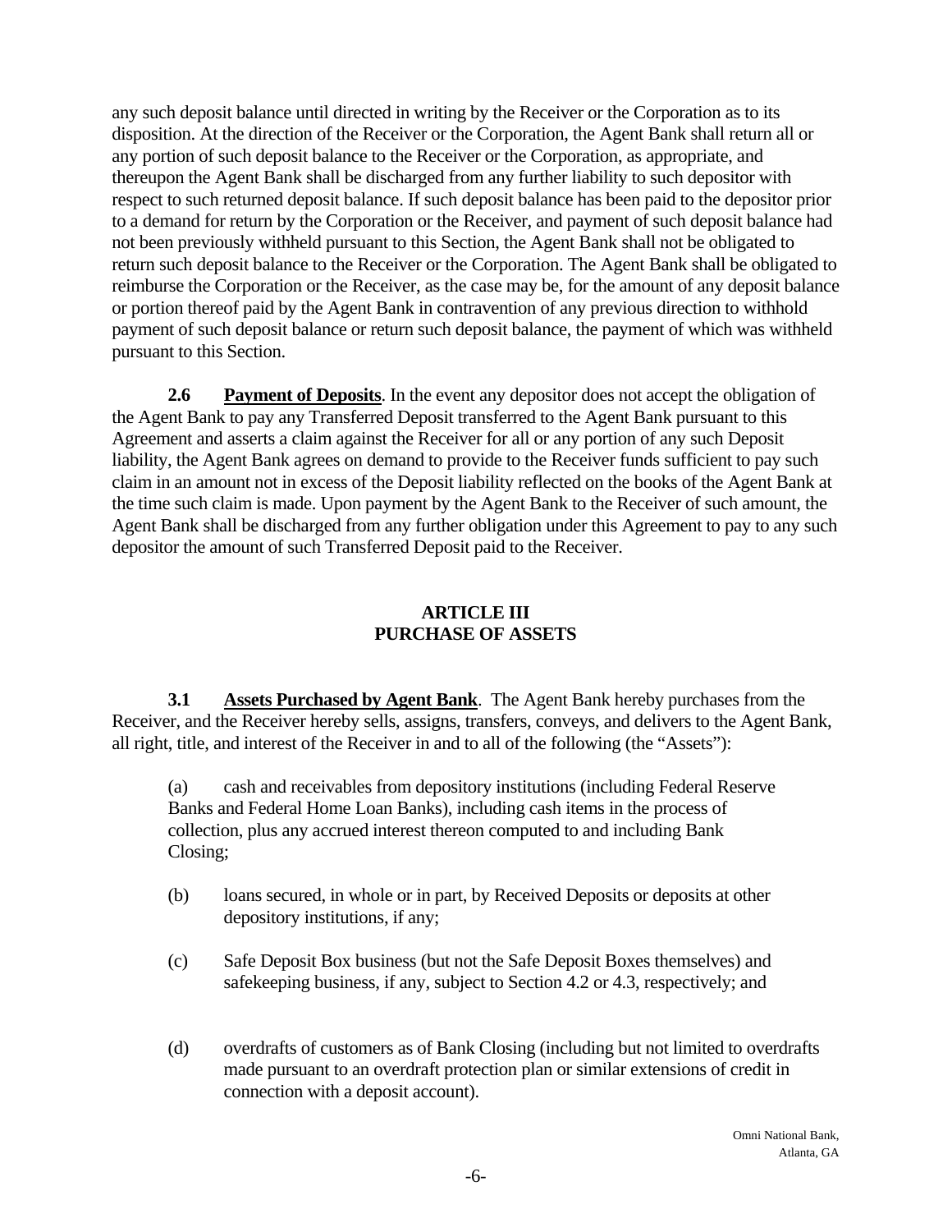any such deposit balance until directed in writing by the Receiver or the Corporation as to its disposition. At the direction of the Receiver or the Corporation, the Agent Bank shall return all or any portion of such deposit balance to the Receiver or the Corporation, as appropriate, and thereupon the Agent Bank shall be discharged from any further liability to such depositor with respect to such returned deposit balance. If such deposit balance has been paid to the depositor prior to a demand for return by the Corporation or the Receiver, and payment of such deposit balance had not been previously withheld pursuant to this Section, the Agent Bank shall not be obligated to return such deposit balance to the Receiver or the Corporation. The Agent Bank shall be obligated to reimburse the Corporation or the Receiver, as the case may be, for the amount of any deposit balance or portion thereof paid by the Agent Bank in contravention of any previous direction to withhold payment of such deposit balance or return such deposit balance, the payment of which was withheld pursuant to this Section.

**2.6 Payment of Deposits**. In the event any depositor does not accept the obligation of the Agent Bank to pay any Transferred Deposit transferred to the Agent Bank pursuant to this Agreement and asserts a claim against the Receiver for all or any portion of any such Deposit liability, the Agent Bank agrees on demand to provide to the Receiver funds sufficient to pay such claim in an amount not in excess of the Deposit liability reflected on the books of the Agent Bank at the time such claim is made. Upon payment by the Agent Bank to the Receiver of such amount, the Agent Bank shall be discharged from any further obligation under this Agreement to pay to any such depositor the amount of such Transferred Deposit paid to the Receiver.

## ARTICLE III
## PURCHASE OF ASSETS

**3.1 Assets Purchased by Agent Bank**. The Agent Bank hereby purchases from the Receiver, and the Receiver hereby sells, assigns, transfers, conveys, and delivers to the Agent Bank, all right, title, and interest of the Receiver in and to all of the following (the "Assets"):

(a) cash and receivables from depository institutions (including Federal Reserve Banks and Federal Home Loan Banks), including cash items in the process of collection, plus any accrued interest thereon computed to and including Bank Closing;

(b) loans secured, in whole or in part, by Received Deposits or deposits at other depository institutions, if any;

(c) Safe Deposit Box business (but not the Safe Deposit Boxes themselves) and safekeeping business, if any, subject to Section 4.2 or 4.3, respectively; and

(d) overdrafts of customers as of Bank Closing (including but not limited to overdrafts made pursuant to an overdraft protection plan or similar extensions of credit in connection with a deposit account).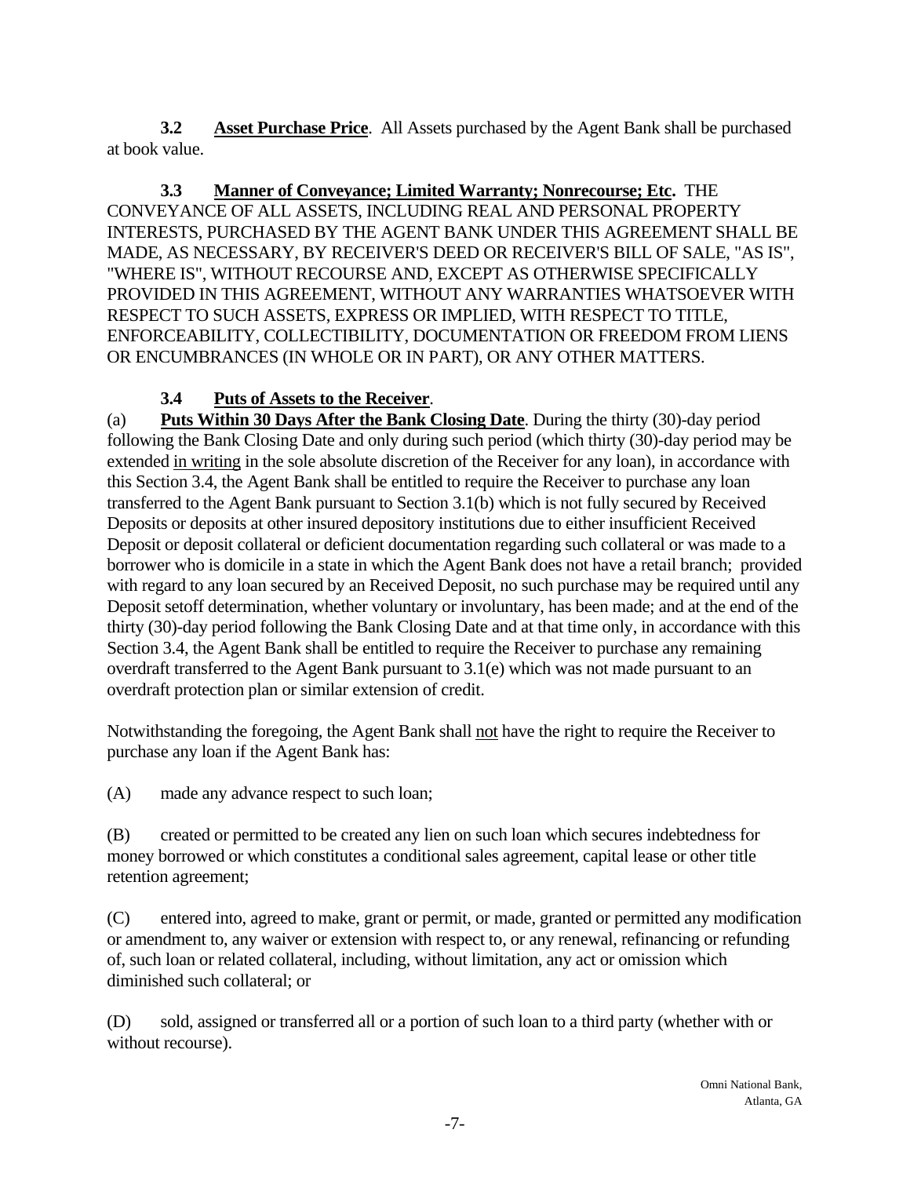**3.2 Asset Purchase Price**. All Assets purchased by the Agent Bank shall be purchased at book value.

**3.3 Manner of Conveyance; Limited Warranty; Nonrecourse; Etc.** THE CONVEYANCE OF ALL ASSETS, INCLUDING REAL AND PERSONAL PROPERTY INTERESTS, PURCHASED BY THE AGENT BANK UNDER THIS AGREEMENT SHALL BE MADE, AS NECESSARY, BY RECEIVER'S DEED OR RECEIVER'S BILL OF SALE, "AS IS", "WHERE IS", WITHOUT RECOURSE AND, EXCEPT AS OTHERWISE SPECIFICALLY PROVIDED IN THIS AGREEMENT, WITHOUT ANY WARRANTIES WHATSOEVER WITH RESPECT TO SUCH ASSETS, EXPRESS OR IMPLIED, WITH RESPECT TO TITLE, ENFORCEABILITY, COLLECTIBILITY, DOCUMENTATION OR FREEDOM FROM LIENS OR ENCUMBRANCES (IN WHOLE OR IN PART), OR ANY OTHER MATTERS.

**3.4 Puts of Assets to the Receiver**.

(a) **Puts Within 30 Days After the Bank Closing Date**. During the thirty (30)-day period following the Bank Closing Date and only during such period (which thirty (30)-day period may be extended in writing in the sole absolute discretion of the Receiver for any loan), in accordance with this Section 3.4, the Agent Bank shall be entitled to require the Receiver to purchase any loan transferred to the Agent Bank pursuant to Section 3.1(b) which is not fully secured by Received Deposits or deposits at other insured depository institutions due to either insufficient Received Deposit or deposit collateral or deficient documentation regarding such collateral or was made to a borrower who is domicile in a state in which the Agent Bank does not have a retail branch; provided with regard to any loan secured by an Received Deposit, no such purchase may be required until any Deposit setoff determination, whether voluntary or involuntary, has been made; and at the end of the thirty (30)-day period following the Bank Closing Date and at that time only, in accordance with this Section 3.4, the Agent Bank shall be entitled to require the Receiver to purchase any remaining overdraft transferred to the Agent Bank pursuant to 3.1(e) which was not made pursuant to an overdraft protection plan or similar extension of credit.

Notwithstanding the foregoing, the Agent Bank shall not have the right to require the Receiver to purchase any loan if the Agent Bank has:

(A) made any advance respect to such loan;

(B) created or permitted to be created any lien on such loan which secures indebtedness for money borrowed or which constitutes a conditional sales agreement, capital lease or other title retention agreement;

(C) entered into, agreed to make, grant or permit, or made, granted or permitted any modification or amendment to, any waiver or extension with respect to, or any renewal, refinancing or refunding of, such loan or related collateral, including, without limitation, any act or omission which diminished such collateral; or

(D) sold, assigned or transferred all or a portion of such loan to a third party (whether with or without recourse).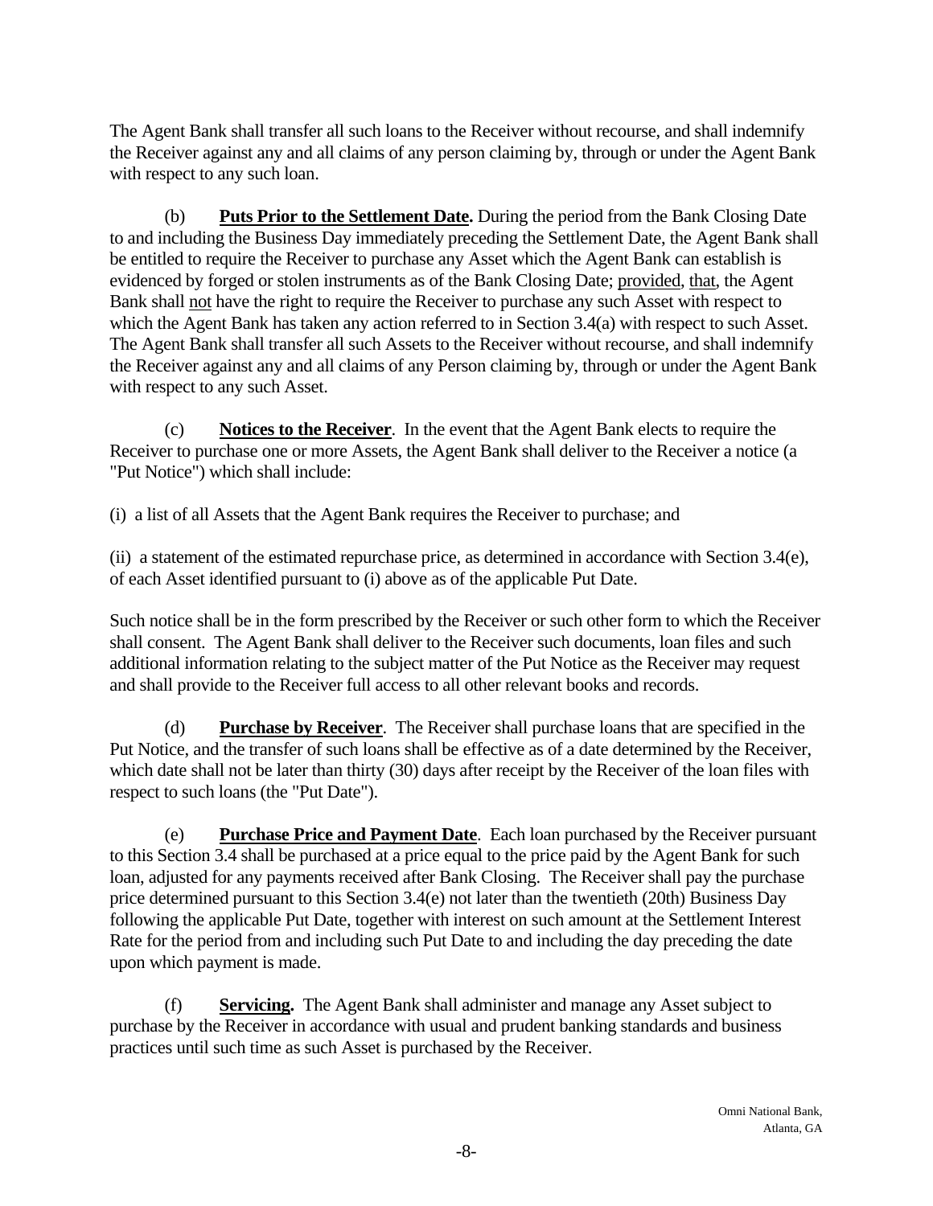The Agent Bank shall transfer all such loans to the Receiver without recourse, and shall indemnify the Receiver against any and all claims of any person claiming by, through or under the Agent Bank with respect to any such loan.

(b) **Puts Prior to the Settlement Date.** During the period from the Bank Closing Date to and including the Business Day immediately preceding the Settlement Date, the Agent Bank shall be entitled to require the Receiver to purchase any Asset which the Agent Bank can establish is evidenced by forged or stolen instruments as of the Bank Closing Date; provided, that, the Agent Bank shall not have the right to require the Receiver to purchase any such Asset with respect to which the Agent Bank has taken any action referred to in Section 3.4(a) with respect to such Asset. The Agent Bank shall transfer all such Assets to the Receiver without recourse, and shall indemnify the Receiver against any and all claims of any Person claiming by, through or under the Agent Bank with respect to any such Asset.

(c) **Notices to the Receiver**. In the event that the Agent Bank elects to require the Receiver to purchase one or more Assets, the Agent Bank shall deliver to the Receiver a notice (a "Put Notice") which shall include:

(i) a list of all Assets that the Agent Bank requires the Receiver to purchase; and

(ii) a statement of the estimated repurchase price, as determined in accordance with Section 3.4(e), of each Asset identified pursuant to (i) above as of the applicable Put Date.

Such notice shall be in the form prescribed by the Receiver or such other form to which the Receiver shall consent. The Agent Bank shall deliver to the Receiver such documents, loan files and such additional information relating to the subject matter of the Put Notice as the Receiver may request and shall provide to the Receiver full access to all other relevant books and records.

(d) **Purchase by Receiver**. The Receiver shall purchase loans that are specified in the Put Notice, and the transfer of such loans shall be effective as of a date determined by the Receiver, which date shall not be later than thirty (30) days after receipt by the Receiver of the loan files with respect to such loans (the "Put Date").

(e) **Purchase Price and Payment Date**. Each loan purchased by the Receiver pursuant to this Section 3.4 shall be purchased at a price equal to the price paid by the Agent Bank for such loan, adjusted for any payments received after Bank Closing. The Receiver shall pay the purchase price determined pursuant to this Section 3.4(e) not later than the twentieth (20th) Business Day following the applicable Put Date, together with interest on such amount at the Settlement Interest Rate for the period from and including such Put Date to and including the day preceding the date upon which payment is made.

(f) **Servicing.** The Agent Bank shall administer and manage any Asset subject to purchase by the Receiver in accordance with usual and prudent banking standards and business practices until such time as such Asset is purchased by the Receiver.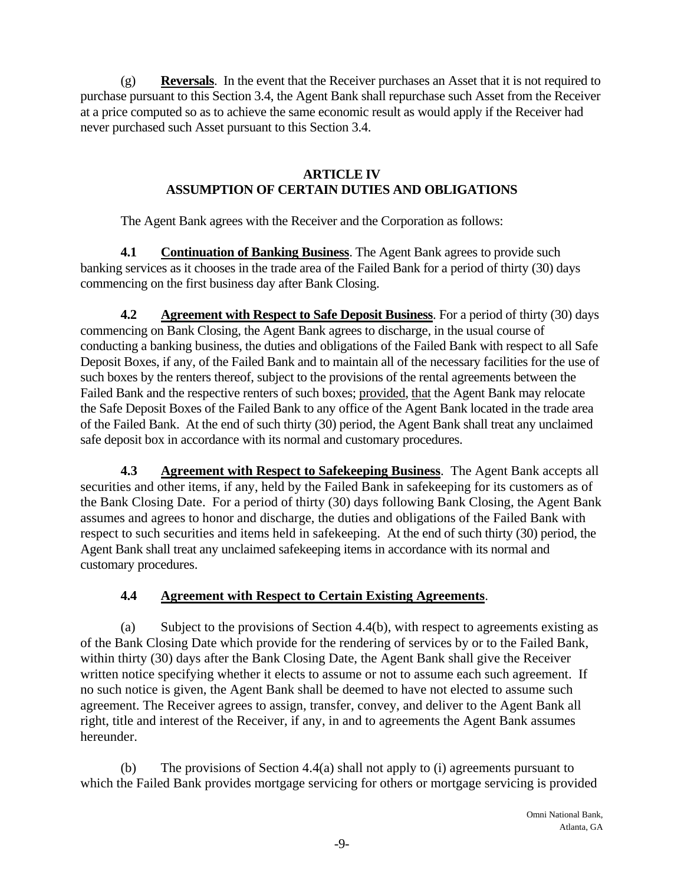(g) **Reversals**. In the event that the Receiver purchases an Asset that it is not required to purchase pursuant to this Section 3.4, the Agent Bank shall repurchase such Asset from the Receiver at a price computed so as to achieve the same economic result as would apply if the Receiver had never purchased such Asset pursuant to this Section 3.4.

## ARTICLE IV
## ASSUMPTION OF CERTAIN DUTIES AND OBLIGATIONS

The Agent Bank agrees with the Receiver and the Corporation as follows:

**4.1 Continuation of Banking Business**. The Agent Bank agrees to provide such banking services as it chooses in the trade area of the Failed Bank for a period of thirty (30) days commencing on the first business day after Bank Closing.

**4.2 Agreement with Respect to Safe Deposit Business**. For a period of thirty (30) days commencing on Bank Closing, the Agent Bank agrees to discharge, in the usual course of conducting a banking business, the duties and obligations of the Failed Bank with respect to all Safe Deposit Boxes, if any, of the Failed Bank and to maintain all of the necessary facilities for the use of such boxes by the renters thereof, subject to the provisions of the rental agreements between the Failed Bank and the respective renters of such boxes; provided, that the Agent Bank may relocate the Safe Deposit Boxes of the Failed Bank to any office of the Agent Bank located in the trade area of the Failed Bank. At the end of such thirty (30) period, the Agent Bank shall treat any unclaimed safe deposit box in accordance with its normal and customary procedures.

**4.3 Agreement with Respect to Safekeeping Business**. The Agent Bank accepts all securities and other items, if any, held by the Failed Bank in safekeeping for its customers as of the Bank Closing Date. For a period of thirty (30) days following Bank Closing, the Agent Bank assumes and agrees to honor and discharge, the duties and obligations of the Failed Bank with respect to such securities and items held in safekeeping. At the end of such thirty (30) period, the Agent Bank shall treat any unclaimed safekeeping items in accordance with its normal and customary procedures.

**4.4 Agreement with Respect to Certain Existing Agreements**.

(a) Subject to the provisions of Section 4.4(b), with respect to agreements existing as of the Bank Closing Date which provide for the rendering of services by or to the Failed Bank, within thirty (30) days after the Bank Closing Date, the Agent Bank shall give the Receiver written notice specifying whether it elects to assume or not to assume each such agreement. If no such notice is given, the Agent Bank shall be deemed to have not elected to assume such agreement. The Receiver agrees to assign, transfer, convey, and deliver to the Agent Bank all right, title and interest of the Receiver, if any, in and to agreements the Agent Bank assumes hereunder.

(b) The provisions of Section 4.4(a) shall not apply to (i) agreements pursuant to which the Failed Bank provides mortgage servicing for others or mortgage servicing is provided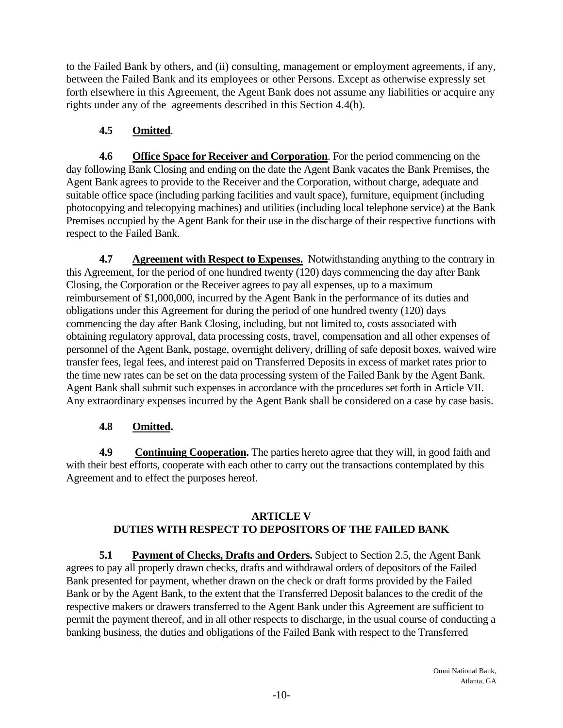to the Failed Bank by others, and (ii) consulting, management or employment agreements, if any, between the Failed Bank and its employees or other Persons. Except as otherwise expressly set forth elsewhere in this Agreement, the Agent Bank does not assume any liabilities or acquire any rights under any of the agreements described in this Section 4.4(b).

**4.5 Omitted**.

**4.6 Office Space for Receiver and Corporation**. For the period commencing on the day following Bank Closing and ending on the date the Agent Bank vacates the Bank Premises, the Agent Bank agrees to provide to the Receiver and the Corporation, without charge, adequate and suitable office space (including parking facilities and vault space), furniture, equipment (including photocopying and telecopying machines) and utilities (including local telephone service) at the Bank Premises occupied by the Agent Bank for their use in the discharge of their respective functions with respect to the Failed Bank.

**4.7 Agreement with Respect to Expenses.** Notwithstanding anything to the contrary in this Agreement, for the period of one hundred twenty (120) days commencing the day after Bank Closing, the Corporation or the Receiver agrees to pay all expenses, up to a maximum reimbursement of $1,000,000, incurred by the Agent Bank in the performance of its duties and obligations under this Agreement for during the period of one hundred twenty (120) days commencing the day after Bank Closing, including, but not limited to, costs associated with obtaining regulatory approval, data processing costs, travel, compensation and all other expenses of personnel of the Agent Bank, postage, overnight delivery, drilling of safe deposit boxes, waived wire transfer fees, legal fees, and interest paid on Transferred Deposits in excess of market rates prior to the time new rates can be set on the data processing system of the Failed Bank by the Agent Bank. Agent Bank shall submit such expenses in accordance with the procedures set forth in Article VII. Any extraordinary expenses incurred by the Agent Bank shall be considered on a case by case basis.

**4.8 Omitted.**

**4.9 Continuing Cooperation.** The parties hereto agree that they will, in good faith and with their best efforts, cooperate with each other to carry out the transactions contemplated by this Agreement and to effect the purposes hereof.

## ARTICLE V
## DUTIES WITH RESPECT TO DEPOSITORS OF THE FAILED BANK

**5.1 Payment of Checks, Drafts and Orders.** Subject to Section 2.5, the Agent Bank agrees to pay all properly drawn checks, drafts and withdrawal orders of depositors of the Failed Bank presented for payment, whether drawn on the check or draft forms provided by the Failed Bank or by the Agent Bank, to the extent that the Transferred Deposit balances to the credit of the respective makers or drawers transferred to the Agent Bank under this Agreement are sufficient to permit the payment thereof, and in all other respects to discharge, in the usual course of conducting a banking business, the duties and obligations of the Failed Bank with respect to the Transferred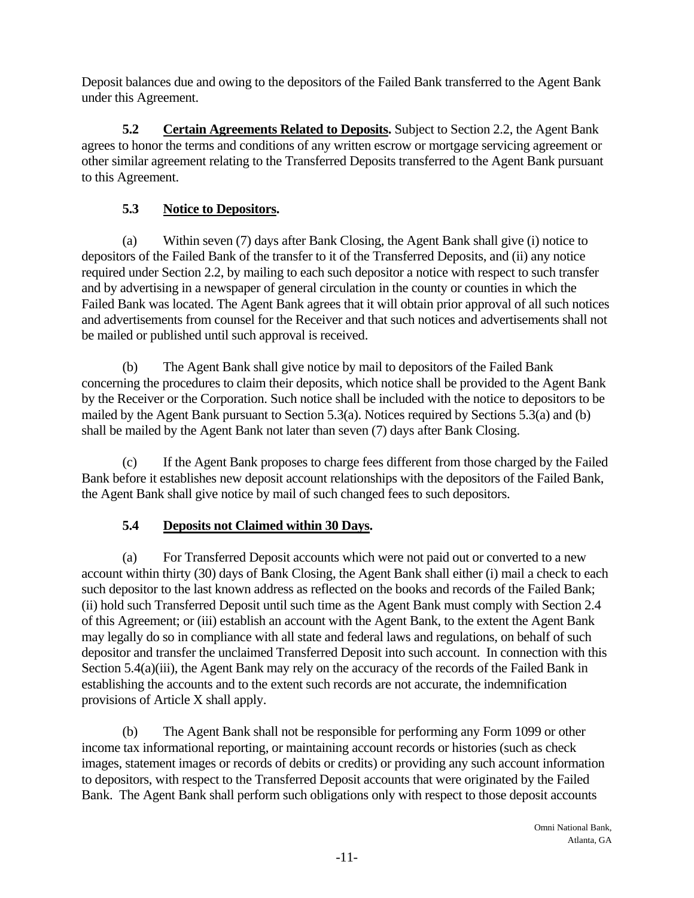Deposit balances due and owing to the depositors of the Failed Bank transferred to the Agent Bank under this Agreement.

**5.2 Certain Agreements Related to Deposits.** Subject to Section 2.2, the Agent Bank agrees to honor the terms and conditions of any written escrow or mortgage servicing agreement or other similar agreement relating to the Transferred Deposits transferred to the Agent Bank pursuant to this Agreement.

## 5.3 Notice to Depositors.

(a) Within seven (7) days after Bank Closing, the Agent Bank shall give (i) notice to depositors of the Failed Bank of the transfer to it of the Transferred Deposits, and (ii) any notice required under Section 2.2, by mailing to each such depositor a notice with respect to such transfer and by advertising in a newspaper of general circulation in the county or counties in which the Failed Bank was located. The Agent Bank agrees that it will obtain prior approval of all such notices and advertisements from counsel for the Receiver and that such notices and advertisements shall not be mailed or published until such approval is received.

(b) The Agent Bank shall give notice by mail to depositors of the Failed Bank concerning the procedures to claim their deposits, which notice shall be provided to the Agent Bank by the Receiver or the Corporation. Such notice shall be included with the notice to depositors to be mailed by the Agent Bank pursuant to Section 5.3(a). Notices required by Sections 5.3(a) and (b) shall be mailed by the Agent Bank not later than seven (7) days after Bank Closing.

(c) If the Agent Bank proposes to charge fees different from those charged by the Failed Bank before it establishes new deposit account relationships with the depositors of the Failed Bank, the Agent Bank shall give notice by mail of such changed fees to such depositors.

## 5.4 Deposits not Claimed within 30 Days.

(a) For Transferred Deposit accounts which were not paid out or converted to a new account within thirty (30) days of Bank Closing, the Agent Bank shall either (i) mail a check to each such depositor to the last known address as reflected on the books and records of the Failed Bank; (ii) hold such Transferred Deposit until such time as the Agent Bank must comply with Section 2.4 of this Agreement; or (iii) establish an account with the Agent Bank, to the extent the Agent Bank may legally do so in compliance with all state and federal laws and regulations, on behalf of such depositor and transfer the unclaimed Transferred Deposit into such account. In connection with this Section 5.4(a)(iii), the Agent Bank may rely on the accuracy of the records of the Failed Bank in establishing the accounts and to the extent such records are not accurate, the indemnification provisions of Article X shall apply.

(b) The Agent Bank shall not be responsible for performing any Form 1099 or other income tax informational reporting, or maintaining account records or histories (such as check images, statement images or records of debits or credits) or providing any such account information to depositors, with respect to the Transferred Deposit accounts that were originated by the Failed Bank. The Agent Bank shall perform such obligations only with respect to those deposit accounts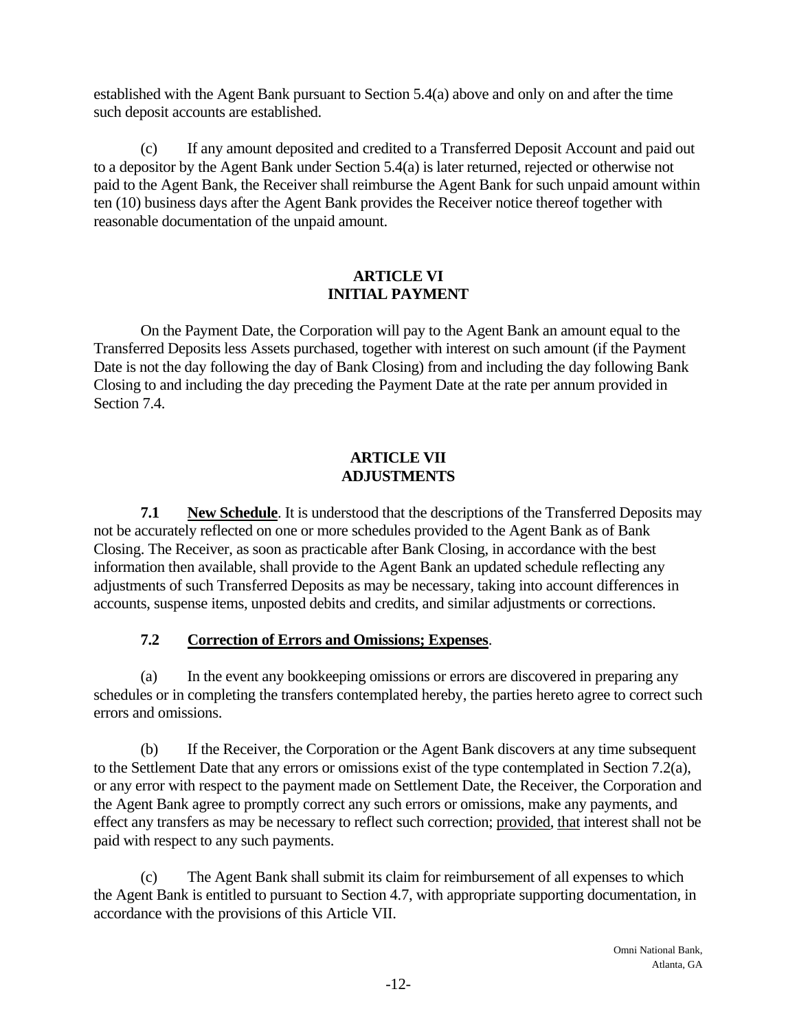established with the Agent Bank pursuant to Section 5.4(a) above and only on and after the time such deposit accounts are established.

(c) If any amount deposited and credited to a Transferred Deposit Account and paid out to a depositor by the Agent Bank under Section 5.4(a) is later returned, rejected or otherwise not paid to the Agent Bank, the Receiver shall reimburse the Agent Bank for such unpaid amount within ten (10) business days after the Agent Bank provides the Receiver notice thereof together with reasonable documentation of the unpaid amount.

## ARTICLE VI
## INITIAL PAYMENT

On the Payment Date, the Corporation will pay to the Agent Bank an amount equal to the Transferred Deposits less Assets purchased, together with interest on such amount (if the Payment Date is not the day following the day of Bank Closing) from and including the day following Bank Closing to and including the day preceding the Payment Date at the rate per annum provided in Section 7.4.

## ARTICLE VII
## ADJUSTMENTS

**7.1 New Schedule**. It is understood that the descriptions of the Transferred Deposits may not be accurately reflected on one or more schedules provided to the Agent Bank as of Bank Closing. The Receiver, as soon as practicable after Bank Closing, in accordance with the best information then available, shall provide to the Agent Bank an updated schedule reflecting any adjustments of such Transferred Deposits as may be necessary, taking into account differences in accounts, suspense items, unposted debits and credits, and similar adjustments or corrections.

**7.2 Correction of Errors and Omissions; Expenses**.

(a) In the event any bookkeeping omissions or errors are discovered in preparing any schedules or in completing the transfers contemplated hereby, the parties hereto agree to correct such errors and omissions.

(b) If the Receiver, the Corporation or the Agent Bank discovers at any time subsequent to the Settlement Date that any errors or omissions exist of the type contemplated in Section 7.2(a), or any error with respect to the payment made on Settlement Date, the Receiver, the Corporation and the Agent Bank agree to promptly correct any such errors or omissions, make any payments, and effect any transfers as may be necessary to reflect such correction; provided, that interest shall not be paid with respect to any such payments.

(c) The Agent Bank shall submit its claim for reimbursement of all expenses to which the Agent Bank is entitled to pursuant to Section 4.7, with appropriate supporting documentation, in accordance with the provisions of this Article VII.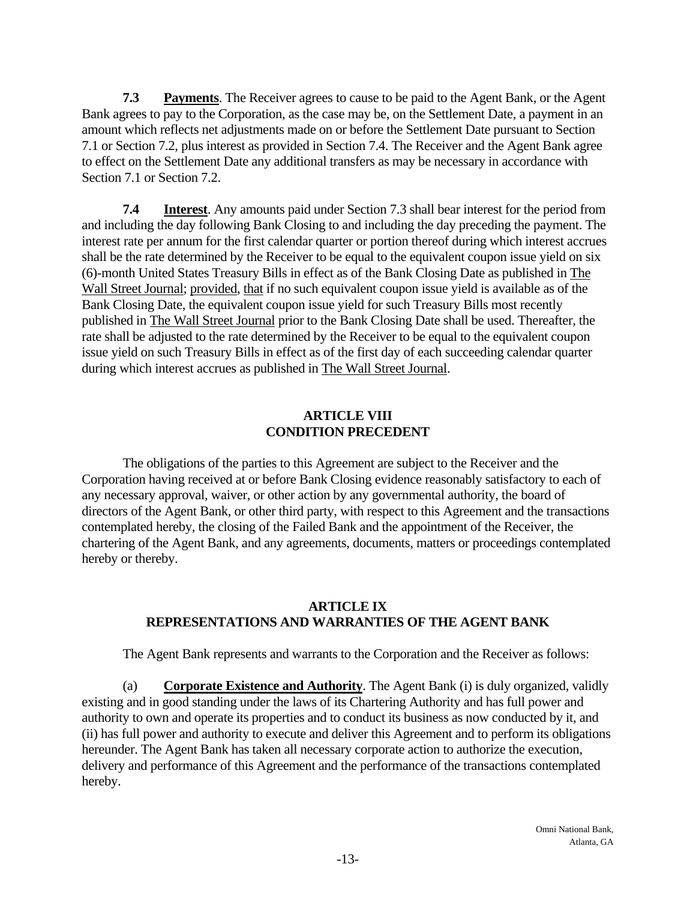**7.3 Payments**. The Receiver agrees to cause to be paid to the Agent Bank, or the Agent Bank agrees to pay to the Corporation, as the case may be, on the Settlement Date, a payment in an amount which reflects net adjustments made on or before the Settlement Date pursuant to Section 7.1 or Section 7.2, plus interest as provided in Section 7.4. The Receiver and the Agent Bank agree to effect on the Settlement Date any additional transfers as may be necessary in accordance with Section 7.1 or Section 7.2.

**7.4 Interest**. Any amounts paid under Section 7.3 shall bear interest for the period from and including the day following Bank Closing to and including the day preceding the payment. The interest rate per annum for the first calendar quarter or portion thereof during which interest accrues shall be the rate determined by the Receiver to be equal to the equivalent coupon issue yield on six (6)-month United States Treasury Bills in effect as of the Bank Closing Date as published in The Wall Street Journal; provided, that if no such equivalent coupon issue yield is available as of the Bank Closing Date, the equivalent coupon issue yield for such Treasury Bills most recently published in The Wall Street Journal prior to the Bank Closing Date shall be used. Thereafter, the rate shall be adjusted to the rate determined by the Receiver to be equal to the equivalent coupon issue yield on such Treasury Bills in effect as of the first day of each succeeding calendar quarter during which interest accrues as published in The Wall Street Journal.

## ARTICLE VIII
## CONDITION PRECEDENT

The obligations of the parties to this Agreement are subject to the Receiver and the Corporation having received at or before Bank Closing evidence reasonably satisfactory to each of any necessary approval, waiver, or other action by any governmental authority, the board of directors of the Agent Bank, or other third party, with respect to this Agreement and the transactions contemplated hereby, the closing of the Failed Bank and the appointment of the Receiver, the chartering of the Agent Bank, and any agreements, documents, matters or proceedings contemplated hereby or thereby.

## ARTICLE IX
## REPRESENTATIONS AND WARRANTIES OF THE AGENT BANK

The Agent Bank represents and warrants to the Corporation and the Receiver as follows:

(a) **Corporate Existence and Authority**. The Agent Bank (i) is duly organized, validly existing and in good standing under the laws of its Chartering Authority and has full power and authority to own and operate its properties and to conduct its business as now conducted by it, and (ii) has full power and authority to execute and deliver this Agreement and to perform its obligations hereunder. The Agent Bank has taken all necessary corporate action to authorize the execution, delivery and performance of this Agreement and the performance of the transactions contemplated hereby.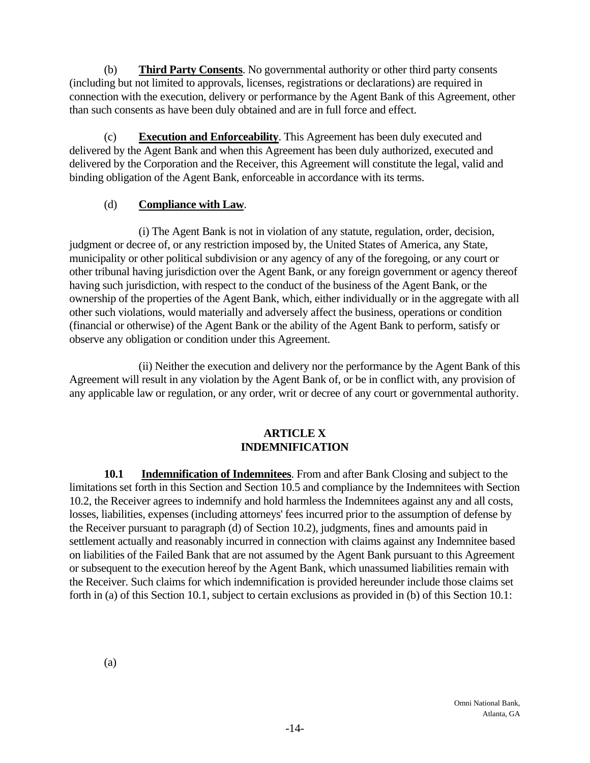(b) **Third Party Consents**. No governmental authority or other third party consents (including but not limited to approvals, licenses, registrations or declarations) are required in connection with the execution, delivery or performance by the Agent Bank of this Agreement, other than such consents as have been duly obtained and are in full force and effect.

(c) **Execution and Enforceability**. This Agreement has been duly executed and delivered by the Agent Bank and when this Agreement has been duly authorized, executed and delivered by the Corporation and the Receiver, this Agreement will constitute the legal, valid and binding obligation of the Agent Bank, enforceable in accordance with its terms.

(d) **Compliance with Law**.

(i) The Agent Bank is not in violation of any statute, regulation, order, decision, judgment or decree of, or any restriction imposed by, the United States of America, any State, municipality or other political subdivision or any agency of any of the foregoing, or any court or other tribunal having jurisdiction over the Agent Bank, or any foreign government or agency thereof having such jurisdiction, with respect to the conduct of the business of the Agent Bank, or the ownership of the properties of the Agent Bank, which, either individually or in the aggregate with all other such violations, would materially and adversely affect the business, operations or condition (financial or otherwise) of the Agent Bank or the ability of the Agent Bank to perform, satisfy or observe any obligation or condition under this Agreement.

(ii) Neither the execution and delivery nor the performance by the Agent Bank of this Agreement will result in any violation by the Agent Bank of, or be in conflict with, any provision of any applicable law or regulation, or any order, writ or decree of any court or governmental authority.

## ARTICLE X
## INDEMNIFICATION

**10.1 Indemnification of Indemnitees**. From and after Bank Closing and subject to the limitations set forth in this Section and Section 10.5 and compliance by the Indemnitees with Section 10.2, the Receiver agrees to indemnify and hold harmless the Indemnitees against any and all costs, losses, liabilities, expenses (including attorneys' fees incurred prior to the assumption of defense by the Receiver pursuant to paragraph (d) of Section 10.2), judgments, fines and amounts paid in settlement actually and reasonably incurred in connection with claims against any Indemnitee based on liabilities of the Failed Bank that are not assumed by the Agent Bank pursuant to this Agreement or subsequent to the execution hereof by the Agent Bank, which unassumed liabilities remain with the Receiver. Such claims for which indemnification is provided hereunder include those claims set forth in (a) of this Section 10.1, subject to certain exclusions as provided in (b) of this Section 10.1:

(a)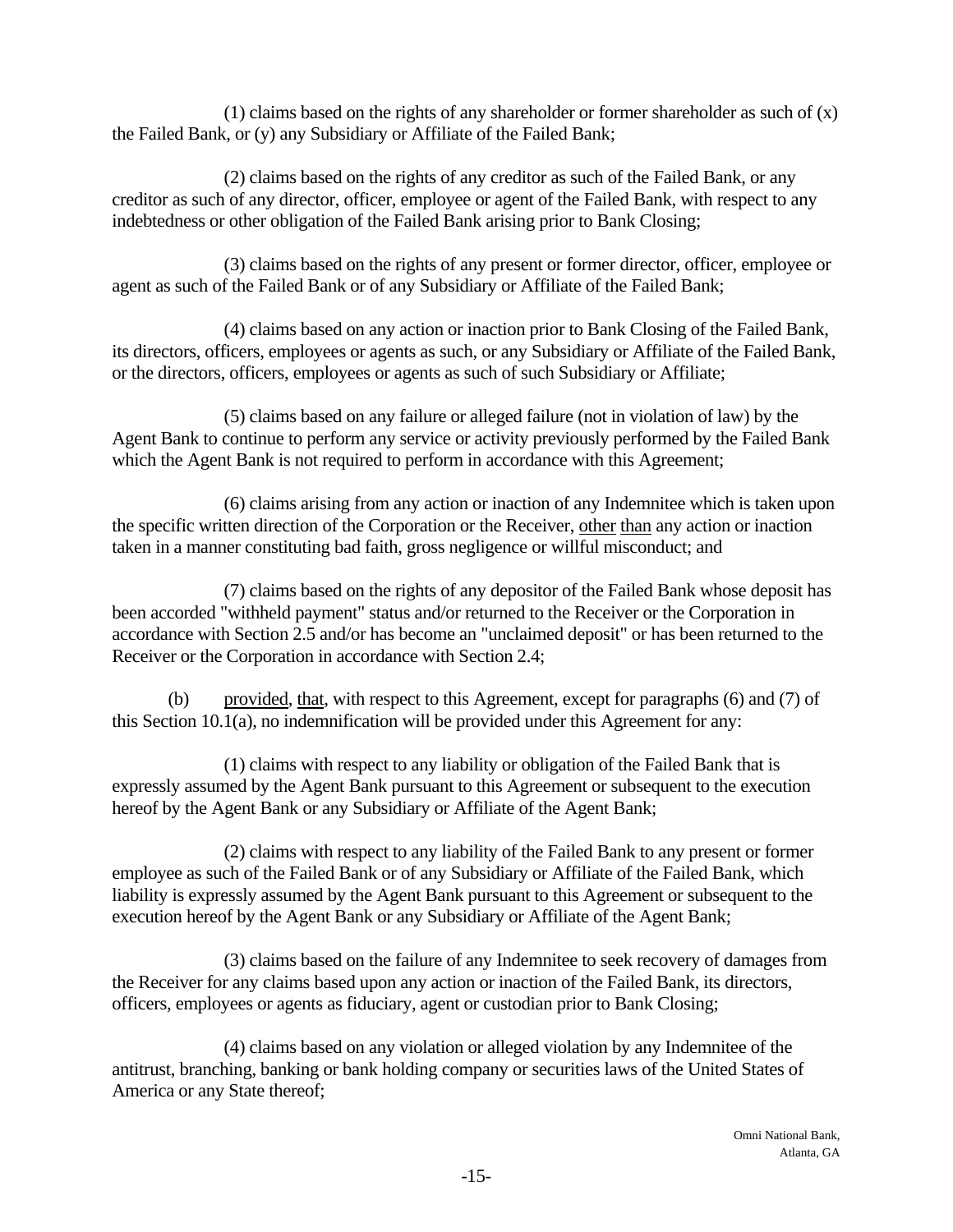(1) claims based on the rights of any shareholder or former shareholder as such of (x) the Failed Bank, or (y) any Subsidiary or Affiliate of the Failed Bank;

(2) claims based on the rights of any creditor as such of the Failed Bank, or any creditor as such of any director, officer, employee or agent of the Failed Bank, with respect to any indebtedness or other obligation of the Failed Bank arising prior to Bank Closing;

(3) claims based on the rights of any present or former director, officer, employee or agent as such of the Failed Bank or of any Subsidiary or Affiliate of the Failed Bank;

(4) claims based on any action or inaction prior to Bank Closing of the Failed Bank, its directors, officers, employees or agents as such, or any Subsidiary or Affiliate of the Failed Bank, or the directors, officers, employees or agents as such of such Subsidiary or Affiliate;

(5) claims based on any failure or alleged failure (not in violation of law) by the Agent Bank to continue to perform any service or activity previously performed by the Failed Bank which the Agent Bank is not required to perform in accordance with this Agreement;

(6) claims arising from any action or inaction of any Indemnitee which is taken upon the specific written direction of the Corporation or the Receiver, other than any action or inaction taken in a manner constituting bad faith, gross negligence or willful misconduct; and

(7) claims based on the rights of any depositor of the Failed Bank whose deposit has been accorded "withheld payment" status and/or returned to the Receiver or the Corporation in accordance with Section 2.5 and/or has become an "unclaimed deposit" or has been returned to the Receiver or the Corporation in accordance with Section 2.4;

(b) provided, that, with respect to this Agreement, except for paragraphs (6) and (7) of this Section 10.1(a), no indemnification will be provided under this Agreement for any:

(1) claims with respect to any liability or obligation of the Failed Bank that is expressly assumed by the Agent Bank pursuant to this Agreement or subsequent to the execution hereof by the Agent Bank or any Subsidiary or Affiliate of the Agent Bank;

(2) claims with respect to any liability of the Failed Bank to any present or former employee as such of the Failed Bank or of any Subsidiary or Affiliate of the Failed Bank, which liability is expressly assumed by the Agent Bank pursuant to this Agreement or subsequent to the execution hereof by the Agent Bank or any Subsidiary or Affiliate of the Agent Bank;

(3) claims based on the failure of any Indemnitee to seek recovery of damages from the Receiver for any claims based upon any action or inaction of the Failed Bank, its directors, officers, employees or agents as fiduciary, agent or custodian prior to Bank Closing;

(4) claims based on any violation or alleged violation by any Indemnitee of the antitrust, branching, banking or bank holding company or securities laws of the United States of America or any State thereof;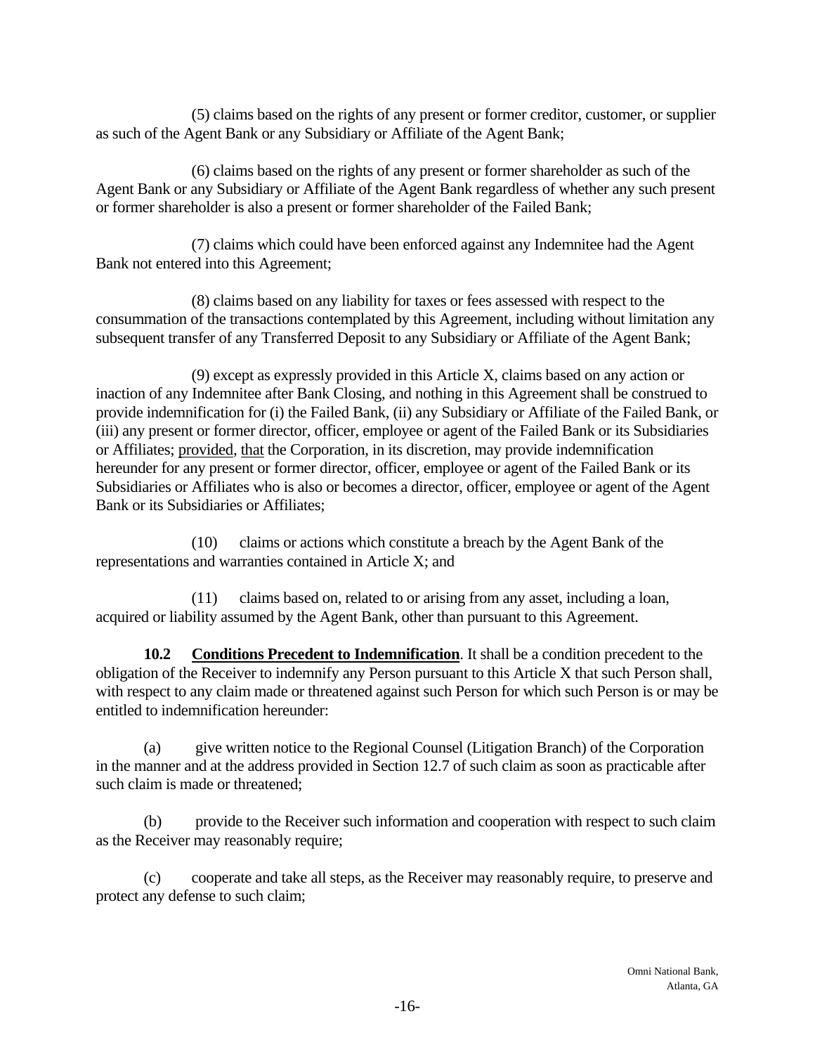(5) claims based on the rights of any present or former creditor, customer, or supplier as such of the Agent Bank or any Subsidiary or Affiliate of the Agent Bank;

(6) claims based on the rights of any present or former shareholder as such of the Agent Bank or any Subsidiary or Affiliate of the Agent Bank regardless of whether any such present or former shareholder is also a present or former shareholder of the Failed Bank;

(7) claims which could have been enforced against any Indemnitee had the Agent Bank not entered into this Agreement;

(8) claims based on any liability for taxes or fees assessed with respect to the consummation of the transactions contemplated by this Agreement, including without limitation any subsequent transfer of any Transferred Deposit to any Subsidiary or Affiliate of the Agent Bank;

(9) except as expressly provided in this Article X, claims based on any action or inaction of any Indemnitee after Bank Closing, and nothing in this Agreement shall be construed to provide indemnification for (i) the Failed Bank, (ii) any Subsidiary or Affiliate of the Failed Bank, or (iii) any present or former director, officer, employee or agent of the Failed Bank or its Subsidiaries or Affiliates; provided, that the Corporation, in its discretion, may provide indemnification hereunder for any present or former director, officer, employee or agent of the Failed Bank or its Subsidiaries or Affiliates who is also or becomes a director, officer, employee or agent of the Agent Bank or its Subsidiaries or Affiliates;

(10) claims or actions which constitute a breach by the Agent Bank of the representations and warranties contained in Article X; and

(11) claims based on, related to or arising from any asset, including a loan, acquired or liability assumed by the Agent Bank, other than pursuant to this Agreement.

**10.2 Conditions Precedent to Indemnification**. It shall be a condition precedent to the obligation of the Receiver to indemnify any Person pursuant to this Article X that such Person shall, with respect to any claim made or threatened against such Person for which such Person is or may be entitled to indemnification hereunder:

(a) give written notice to the Regional Counsel (Litigation Branch) of the Corporation in the manner and at the address provided in Section 12.7 of such claim as soon as practicable after such claim is made or threatened;

(b) provide to the Receiver such information and cooperation with respect to such claim as the Receiver may reasonably require;

(c) cooperate and take all steps, as the Receiver may reasonably require, to preserve and protect any defense to such claim;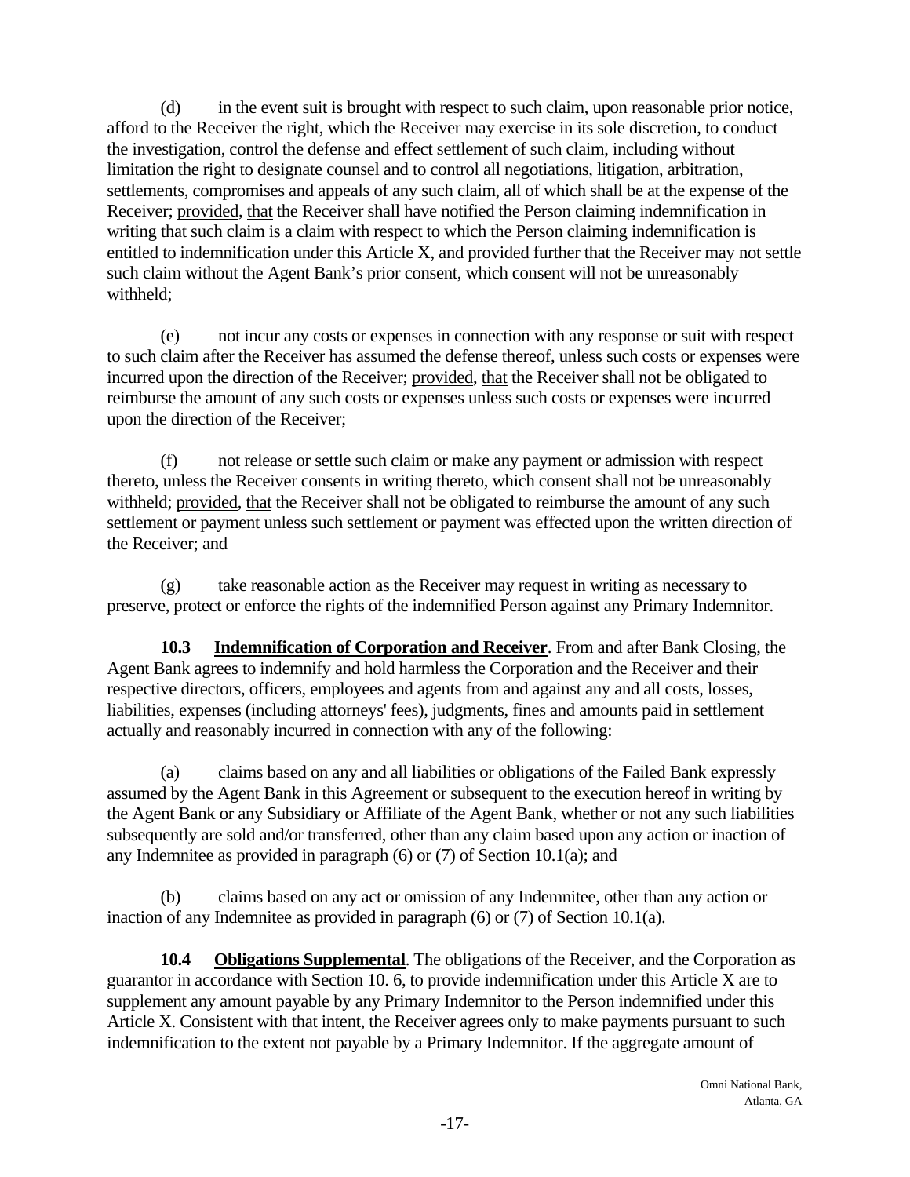(d) in the event suit is brought with respect to such claim, upon reasonable prior notice, afford to the Receiver the right, which the Receiver may exercise in its sole discretion, to conduct the investigation, control the defense and effect settlement of such claim, including without limitation the right to designate counsel and to control all negotiations, litigation, arbitration, settlements, compromises and appeals of any such claim, all of which shall be at the expense of the Receiver; provided, that the Receiver shall have notified the Person claiming indemnification in writing that such claim is a claim with respect to which the Person claiming indemnification is entitled to indemnification under this Article X, and provided further that the Receiver may not settle such claim without the Agent Bank's prior consent, which consent will not be unreasonably withheld;

(e) not incur any costs or expenses in connection with any response or suit with respect to such claim after the Receiver has assumed the defense thereof, unless such costs or expenses were incurred upon the direction of the Receiver; provided, that the Receiver shall not be obligated to reimburse the amount of any such costs or expenses unless such costs or expenses were incurred upon the direction of the Receiver;

(f) not release or settle such claim or make any payment or admission with respect thereto, unless the Receiver consents in writing thereto, which consent shall not be unreasonably withheld; provided, that the Receiver shall not be obligated to reimburse the amount of any such settlement or payment unless such settlement or payment was effected upon the written direction of the Receiver; and

(g) take reasonable action as the Receiver may request in writing as necessary to preserve, protect or enforce the rights of the indemnified Person against any Primary Indemnitor.

**10.3 Indemnification of Corporation and Receiver**. From and after Bank Closing, the Agent Bank agrees to indemnify and hold harmless the Corporation and the Receiver and their respective directors, officers, employees and agents from and against any and all costs, losses, liabilities, expenses (including attorneys' fees), judgments, fines and amounts paid in settlement actually and reasonably incurred in connection with any of the following:

(a) claims based on any and all liabilities or obligations of the Failed Bank expressly assumed by the Agent Bank in this Agreement or subsequent to the execution hereof in writing by the Agent Bank or any Subsidiary or Affiliate of the Agent Bank, whether or not any such liabilities subsequently are sold and/or transferred, other than any claim based upon any action or inaction of any Indemnitee as provided in paragraph (6) or (7) of Section 10.1(a); and

(b) claims based on any act or omission of any Indemnitee, other than any action or inaction of any Indemnitee as provided in paragraph (6) or (7) of Section 10.1(a).

**10.4 Obligations Supplemental**. The obligations of the Receiver, and the Corporation as guarantor in accordance with Section 10. 6, to provide indemnification under this Article X are to supplement any amount payable by any Primary Indemnitor to the Person indemnified under this Article X. Consistent with that intent, the Receiver agrees only to make payments pursuant to such indemnification to the extent not payable by a Primary Indemnitor. If the aggregate amount of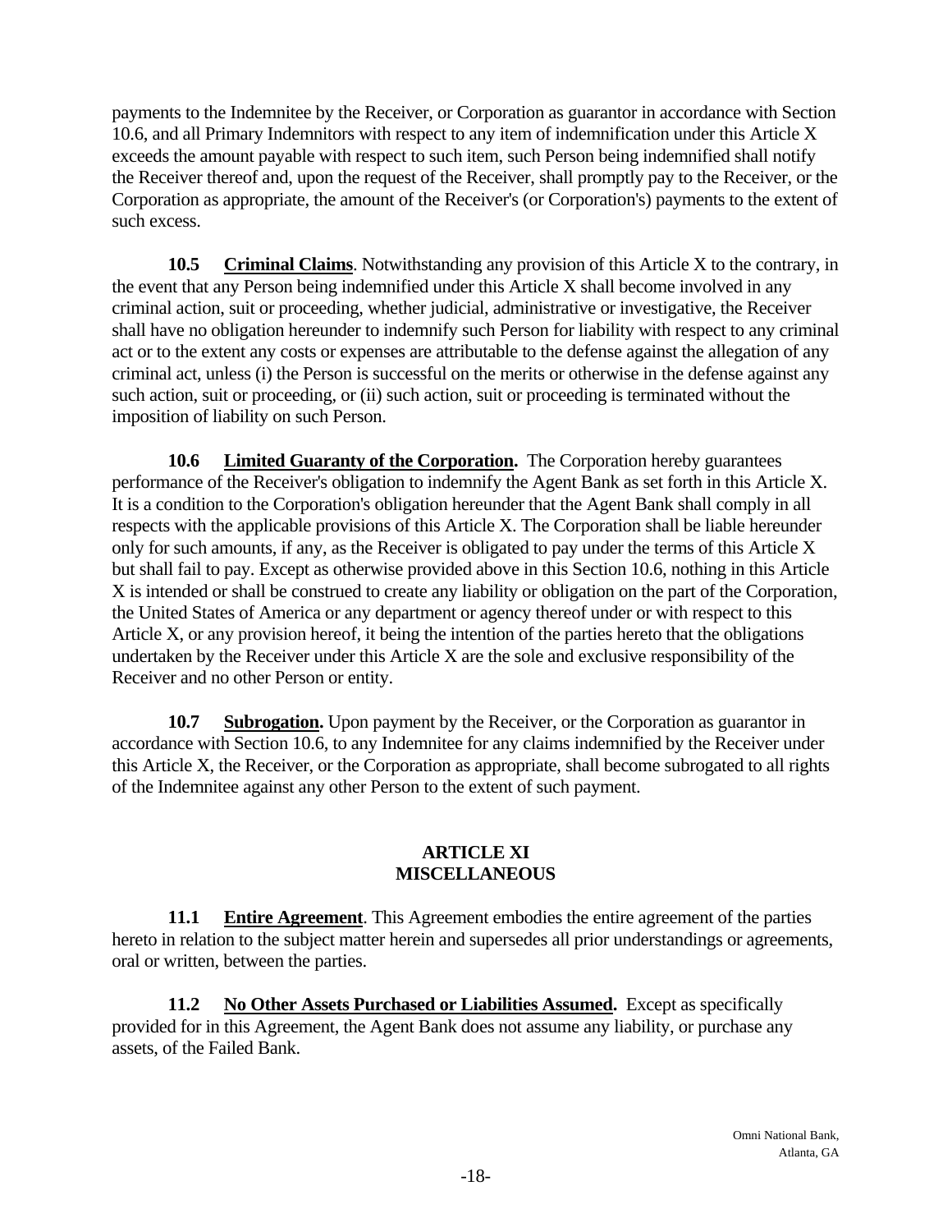payments to the Indemnitee by the Receiver, or Corporation as guarantor in accordance with Section 10.6, and all Primary Indemnitors with respect to any item of indemnification under this Article X exceeds the amount payable with respect to such item, such Person being indemnified shall notify the Receiver thereof and, upon the request of the Receiver, shall promptly pay to the Receiver, or the Corporation as appropriate, the amount of the Receiver's (or Corporation's) payments to the extent of such excess.

**10.5 Criminal Claims**. Notwithstanding any provision of this Article X to the contrary, in the event that any Person being indemnified under this Article X shall become involved in any criminal action, suit or proceeding, whether judicial, administrative or investigative, the Receiver shall have no obligation hereunder to indemnify such Person for liability with respect to any criminal act or to the extent any costs or expenses are attributable to the defense against the allegation of any criminal act, unless (i) the Person is successful on the merits or otherwise in the defense against any such action, suit or proceeding, or (ii) such action, suit or proceeding is terminated without the imposition of liability on such Person.

**10.6 Limited Guaranty of the Corporation.** The Corporation hereby guarantees performance of the Receiver's obligation to indemnify the Agent Bank as set forth in this Article X. It is a condition to the Corporation's obligation hereunder that the Agent Bank shall comply in all respects with the applicable provisions of this Article X. The Corporation shall be liable hereunder only for such amounts, if any, as the Receiver is obligated to pay under the terms of this Article X but shall fail to pay. Except as otherwise provided above in this Section 10.6, nothing in this Article X is intended or shall be construed to create any liability or obligation on the part of the Corporation, the United States of America or any department or agency thereof under or with respect to this Article X, or any provision hereof, it being the intention of the parties hereto that the obligations undertaken by the Receiver under this Article X are the sole and exclusive responsibility of the Receiver and no other Person or entity.

**10.7 Subrogation.** Upon payment by the Receiver, or the Corporation as guarantor in accordance with Section 10.6, to any Indemnitee for any claims indemnified by the Receiver under this Article X, the Receiver, or the Corporation as appropriate, shall become subrogated to all rights of the Indemnitee against any other Person to the extent of such payment.

## ARTICLE XI
## MISCELLANEOUS

**11.1 Entire Agreement**. This Agreement embodies the entire agreement of the parties hereto in relation to the subject matter herein and supersedes all prior understandings or agreements, oral or written, between the parties.

**11.2 No Other Assets Purchased or Liabilities Assumed.** Except as specifically provided for in this Agreement, the Agent Bank does not assume any liability, or purchase any assets, of the Failed Bank.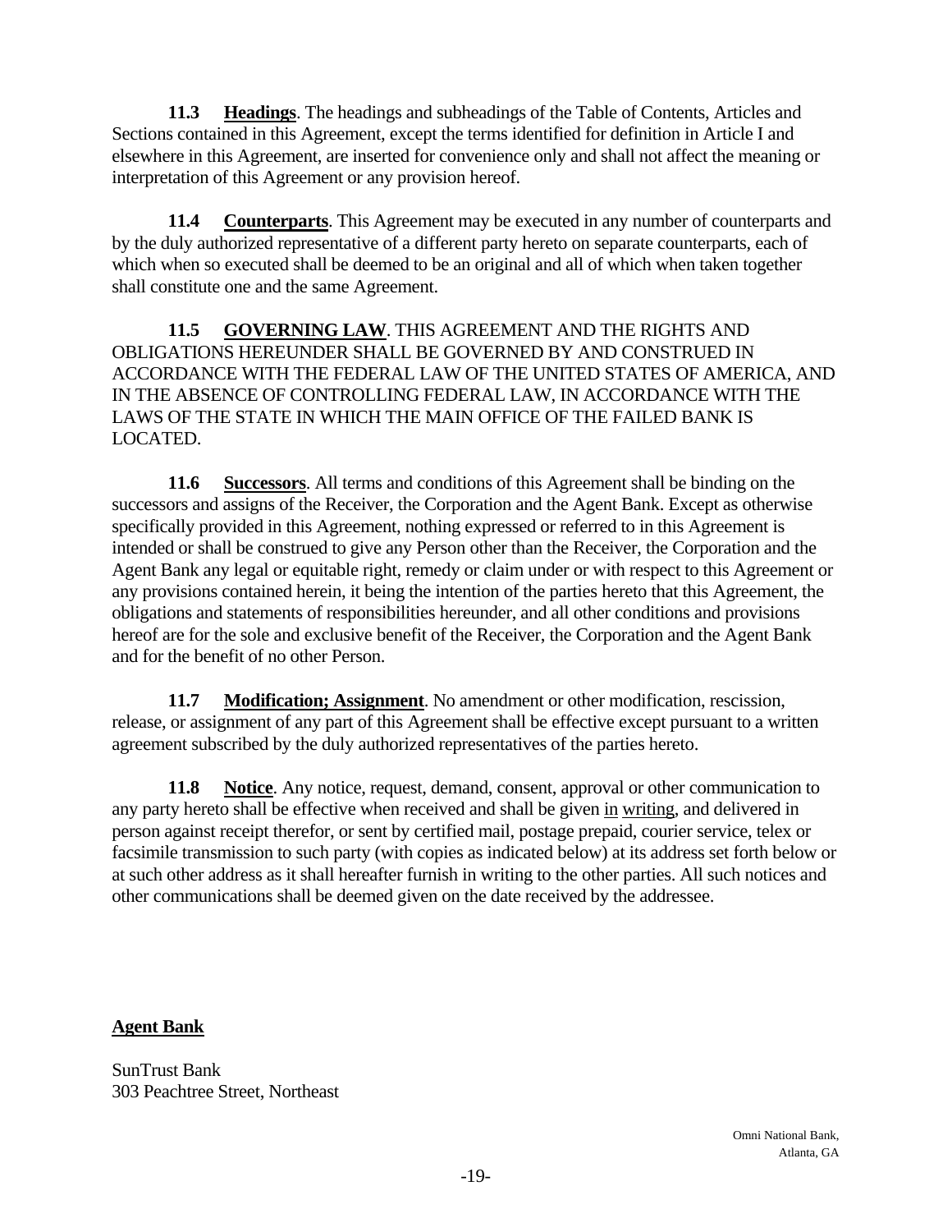**11.3 Headings**. The headings and subheadings of the Table of Contents, Articles and Sections contained in this Agreement, except the terms identified for definition in Article I and elsewhere in this Agreement, are inserted for convenience only and shall not affect the meaning or interpretation of this Agreement or any provision hereof.

**11.4 Counterparts**. This Agreement may be executed in any number of counterparts and by the duly authorized representative of a different party hereto on separate counterparts, each of which when so executed shall be deemed to be an original and all of which when taken together shall constitute one and the same Agreement.

**11.5 GOVERNING LAW**. THIS AGREEMENT AND THE RIGHTS AND OBLIGATIONS HEREUNDER SHALL BE GOVERNED BY AND CONSTRUED IN ACCORDANCE WITH THE FEDERAL LAW OF THE UNITED STATES OF AMERICA, AND IN THE ABSENCE OF CONTROLLING FEDERAL LAW, IN ACCORDANCE WITH THE LAWS OF THE STATE IN WHICH THE MAIN OFFICE OF THE FAILED BANK IS LOCATED.

**11.6 Successors**. All terms and conditions of this Agreement shall be binding on the successors and assigns of the Receiver, the Corporation and the Agent Bank. Except as otherwise specifically provided in this Agreement, nothing expressed or referred to in this Agreement is intended or shall be construed to give any Person other than the Receiver, the Corporation and the Agent Bank any legal or equitable right, remedy or claim under or with respect to this Agreement or any provisions contained herein, it being the intention of the parties hereto that this Agreement, the obligations and statements of responsibilities hereunder, and all other conditions and provisions hereof are for the sole and exclusive benefit of the Receiver, the Corporation and the Agent Bank and for the benefit of no other Person.

**11.7 Modification; Assignment**. No amendment or other modification, rescission, release, or assignment of any part of this Agreement shall be effective except pursuant to a written agreement subscribed by the duly authorized representatives of the parties hereto.

**11.8 Notice**. Any notice, request, demand, consent, approval or other communication to any party hereto shall be effective when received and shall be given in writing, and delivered in person against receipt therefor, or sent by certified mail, postage prepaid, courier service, telex or facsimile transmission to such party (with copies as indicated below) at its address set forth below or at such other address as it shall hereafter furnish in writing to the other parties. All such notices and other communications shall be deemed given on the date received by the addressee.

**Agent Bank**

SunTrust Bank
303 Peachtree Street, Northeast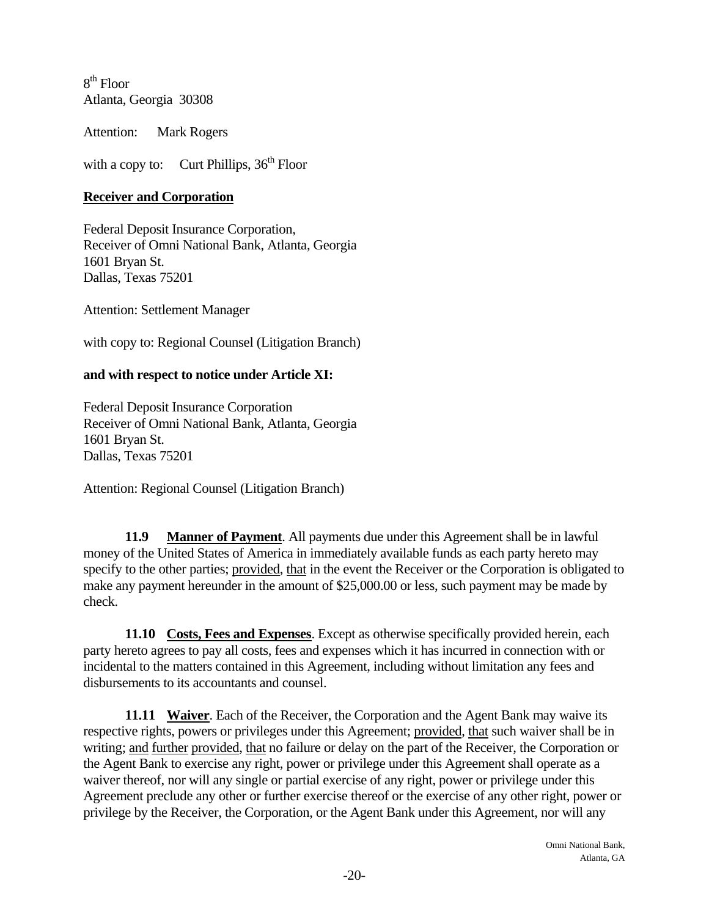8th Floor
Atlanta, Georgia 30308

Attention: Mark Rogers

with a copy to: Curt Phillips, 36th Floor

**Receiver and Corporation**

Federal Deposit Insurance Corporation,
Receiver of Omni National Bank, Atlanta, Georgia
1601 Bryan St.
Dallas, Texas 75201

Attention: Settlement Manager

with copy to: Regional Counsel (Litigation Branch)

**and with respect to notice under Article XI:**

Federal Deposit Insurance Corporation
Receiver of Omni National Bank, Atlanta, Georgia
1601 Bryan St.
Dallas, Texas 75201

Attention: Regional Counsel (Litigation Branch)

**11.9 Manner of Payment**. All payments due under this Agreement shall be in lawful money of the United States of America in immediately available funds as each party hereto may specify to the other parties; provided, that in the event the Receiver or the Corporation is obligated to make any payment hereunder in the amount of $25,000.00 or less, such payment may be made by check.

**11.10 Costs, Fees and Expenses**. Except as otherwise specifically provided herein, each party hereto agrees to pay all costs, fees and expenses which it has incurred in connection with or incidental to the matters contained in this Agreement, including without limitation any fees and disbursements to its accountants and counsel.

**11.11 Waiver**. Each of the Receiver, the Corporation and the Agent Bank may waive its respective rights, powers or privileges under this Agreement; provided, that such waiver shall be in writing; and further provided, that no failure or delay on the part of the Receiver, the Corporation or the Agent Bank to exercise any right, power or privilege under this Agreement shall operate as a waiver thereof, nor will any single or partial exercise of any right, power or privilege under this Agreement preclude any other or further exercise thereof or the exercise of any other right, power or privilege by the Receiver, the Corporation, or the Agent Bank under this Agreement, nor will any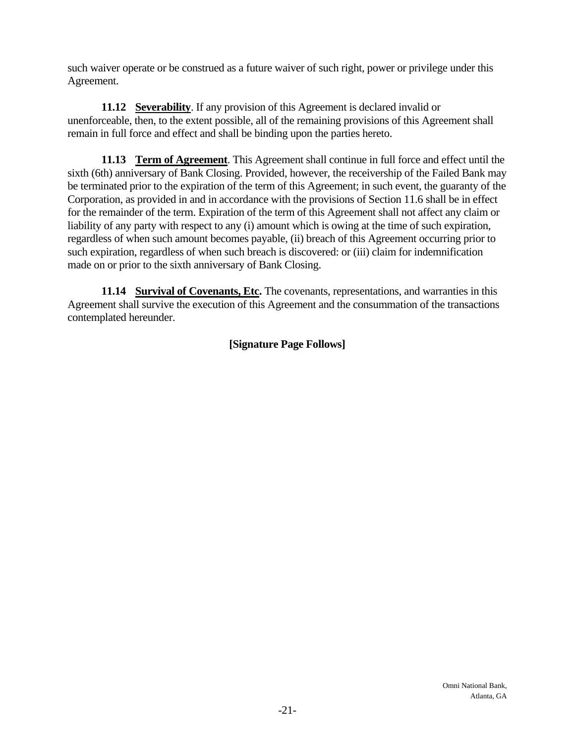such waiver operate or be construed as a future waiver of such right, power or privilege under this Agreement.

**11.12 Severability**. If any provision of this Agreement is declared invalid or unenforceable, then, to the extent possible, all of the remaining provisions of this Agreement shall remain in full force and effect and shall be binding upon the parties hereto.

**11.13 Term of Agreement**. This Agreement shall continue in full force and effect until the sixth (6th) anniversary of Bank Closing. Provided, however, the receivership of the Failed Bank may be terminated prior to the expiration of the term of this Agreement; in such event, the guaranty of the Corporation, as provided in and in accordance with the provisions of Section 11.6 shall be in effect for the remainder of the term. Expiration of the term of this Agreement shall not affect any claim or liability of any party with respect to any (i) amount which is owing at the time of such expiration, regardless of when such amount becomes payable, (ii) breach of this Agreement occurring prior to such expiration, regardless of when such breach is discovered: or (iii) claim for indemnification made on or prior to the sixth anniversary of Bank Closing.

**11.14 Survival of Covenants, Etc.** The covenants, representations, and warranties in this Agreement shall survive the execution of this Agreement and the consummation of the transactions contemplated hereunder.

**[Signature Page Follows]**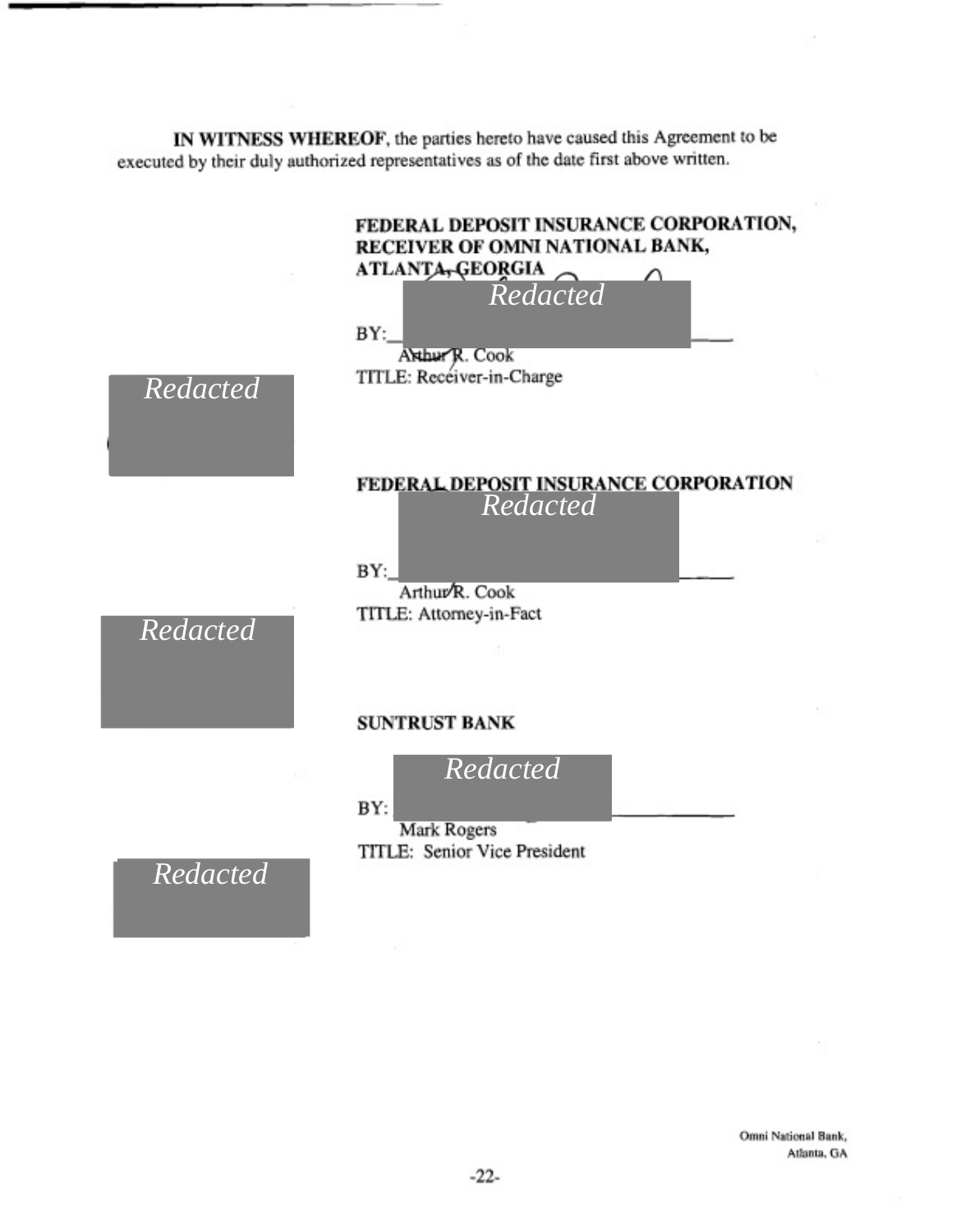**IN WITNESS WHEREOF**, the parties hereto have caused this Agreement to be executed by their duly authorized representatives as of the date first above written.

**FEDERAL DEPOSIT INSURANCE CORPORATION, RECEIVER OF OMNI NATIONAL BANK, ATLANTA, GEORGIA**

Redacted

BY:\_\_\_\_\_\_\_\_\_\_\_\_\_\_\_\_\_\_\_\_\_\_\_\_\_\_
Arthur R. Cook
TITLE: Receiver-in-Charge

Redacted

**FEDERAL DEPOSIT INSURANCE CORPORATION**

Redacted

BY:\_\_\_\_\_\_\_\_\_\_\_\_\_\_\_\_\_\_\_\_\_\_\_\_\_\_
Arthur R. Cook
TITLE: Attorney-in-Fact

Redacted

**SUNTRUST BANK**

Redacted

BY:\_\_\_\_\_\_\_\_\_\_\_\_\_\_\_\_\_\_\_\_\_\_\_\_\_\_
Mark Rogers
TITLE: Senior Vice President

Redacted

Omni National Bank,
Atlanta, GA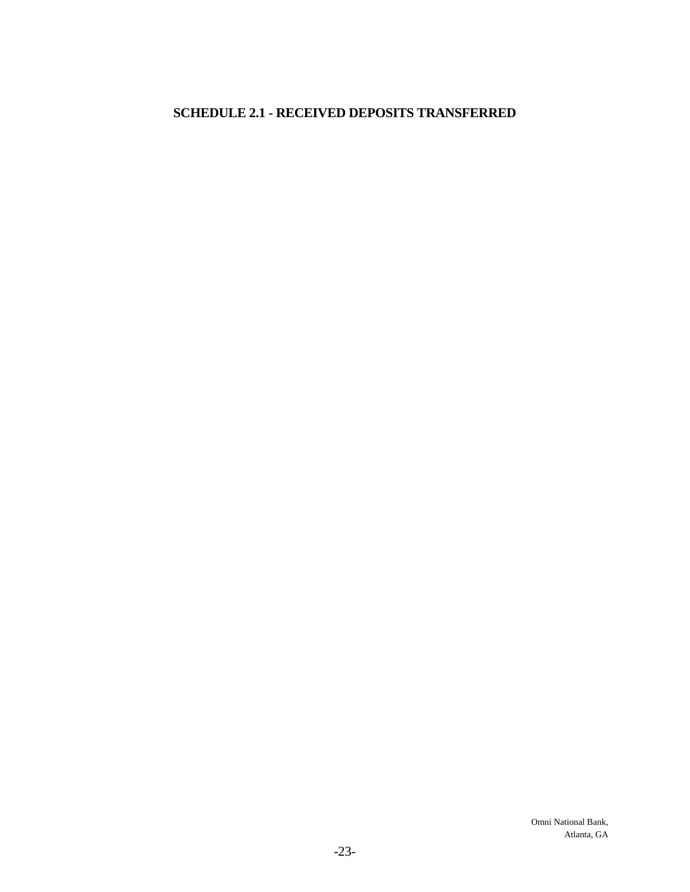## SCHEDULE 2.1 - RECEIVED DEPOSITS TRANSFERRED